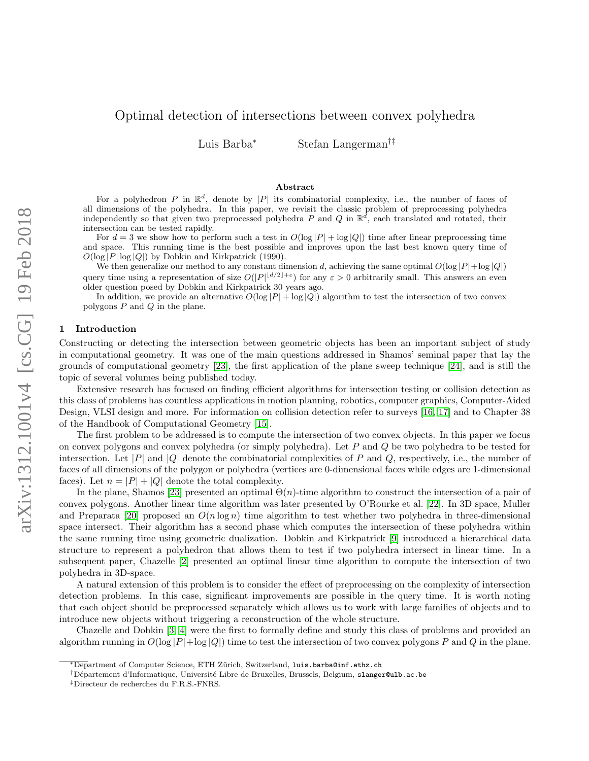# Optimal detection of intersections between convex polyhedra

Luis Barba[*] Stefan Langerman[†‡]

## Abstract

For a polyhedron $P$ in $\mathbb{R}^d$, denote by $|P|$ its combinatorial complexity, i.e., the number of faces of all dimensions of the polyhedra. In this paper, we revisit the classic problem of preprocessing polyhedra independently so that given two preprocessed polyhedra $P$ and $Q$ in $\mathbb{R}^d$, each translated and rotated, their intersection can be tested rapidly.

For $d = 3$ we show how to perform such a test in $O(\log |P| + \log |Q|)$ time after linear preprocessing time and space. This running time is the best possible and improves upon the last best known query time of $O(\log |P| \log |Q|)$ by Dobkin and Kirkpatrick (1990).

We then generalize our method to any constant dimension $d$, achieving the same optimal $O(\log |P| + \log |Q|)$ query time using a representation of size $O(|P|^{\lfloor d/2 \rfloor + \varepsilon})$ for any $\varepsilon > 0$ arbitrarily small. This answers an even older question posed by Dobkin and Kirkpatrick 30 years ago.

In addition, we provide an alternative $O(\log |P| + \log |Q|)$ algorithm to test the intersection of two convex polygons $P$ and $Q$ in the plane.

## 1 Introduction

Constructing or detecting the intersection between geometric objects has been an important subject of study in computational geometry. It was one of the main questions addressed in Shamos' seminal paper that lay the grounds of computational geometry [23], the first application of the plane sweep technique [24], and is still the topic of several volumes being published today.

Extensive research has focused on finding efficient algorithms for intersection testing or collision detection as this class of problems has countless applications in motion planning, robotics, computer graphics, Computer-Aided Design, VLSI design and more. For information on collision detection refer to surveys [16, 17] and to Chapter 38 of the Handbook of Computational Geometry [15].

The first problem to be addressed is to compute the intersection of two convex objects. In this paper we focus on convex polygons and convex polyhedra (or simply polyhedra). Let $P$ and $Q$ be two polyhedra to be tested for intersection. Let $|P|$ and $|Q|$ denote the combinatorial complexities of $P$ and $Q$, respectively, i.e., the number of faces of all dimensions of the polygon or polyhedra (vertices are 0-dimensional faces while edges are 1-dimensional faces). Let $n = |P| + |Q|$ denote the total complexity.

In the plane, Shamos [23] presented an optimal $\Theta(n)$-time algorithm to construct the intersection of a pair of convex polygons. Another linear time algorithm was later presented by O'Rourke et al. [22]. In 3D space, Muller and Preparata [20] proposed an $O(n \log n)$ time algorithm to test whether two polyhedra in three-dimensional space intersect. Their algorithm has a second phase which computes the intersection of these polyhedra within the same running time using geometric dualization. Dobkin and Kirkpatrick [9] introduced a hierarchical data structure to represent a polyhedron that allows them to test if two polyhedra intersect in linear time. In a subsequent paper, Chazelle [2] presented an optimal linear time algorithm to compute the intersection of two polyhedra in 3D-space.

A natural extension of this problem is to consider the effect of preprocessing on the complexity of intersection detection problems. In this case, significant improvements are possible in the query time. It is worth noting that each object should be preprocessed separately which allows us to work with large families of objects and to introduce new objects without triggering a reconstruction of the whole structure.

Chazelle and Dobkin [3, 4] were the first to formally define and study this class of problems and provided an algorithm running in $O(\log |P| + \log |Q|)$ time to test the intersection of two convex polygons $P$ and $Q$ in the plane.

---

[*] Department of Computer Science, ETH Zürich, Switzerland, luis.barba@inf.ethz.ch

[†] Département d'Informatique, Université Libre de Bruxelles, Brussels, Belgium, slanger@ulb.ac.be

[‡] Directeur de recherches du F.R.S.-FNRS.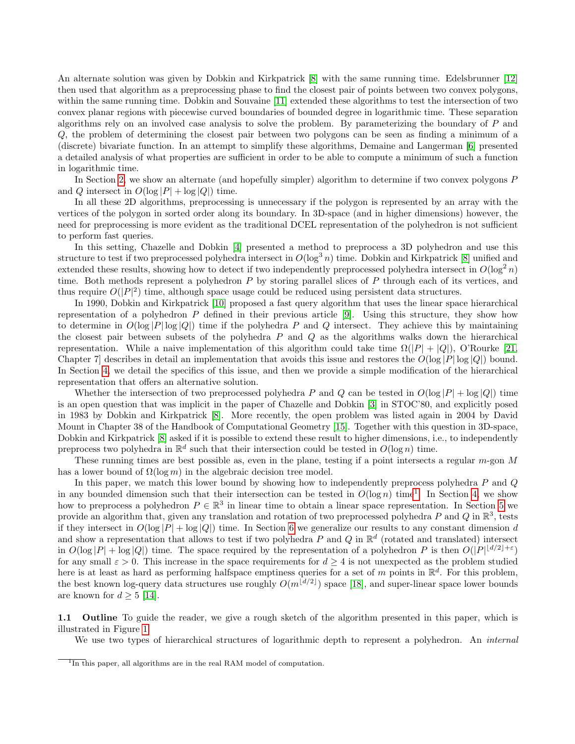An alternate solution was given by Dobkin and Kirkpatrick [8] with the same running time. Edelsbrunner [12] then used that algorithm as a preprocessing phase to find the closest pair of points between two convex polygons, within the same running time. Dobkin and Souvaine [11] extended these algorithms to test the intersection of two convex planar regions with piecewise curved boundaries of bounded degree in logarithmic time. These separation algorithms rely on an involved case analysis to solve the problem. By parameterizing the boundary of $P$ and $Q$, the problem of determining the closest pair between two polygons can be seen as finding a minimum of a (discrete) bivariate function. In an attempt to simplify these algorithms, Demaine and Langerman [6] presented a detailed analysis of what properties are sufficient in order to be able to compute a minimum of such a function in logarithmic time.

In Section 2, we show an alternate (and hopefully simpler) algorithm to determine if two convex polygons $P$ and $Q$ intersect in $O(\log |P| + \log |Q|)$ time.

In all these 2D algorithms, preprocessing is unnecessary if the polygon is represented by an array with the vertices of the polygon in sorted order along its boundary. In 3D-space (and in higher dimensions) however, the need for preprocessing is more evident as the traditional DCEL representation of the polyhedron is not sufficient to perform fast queries.

In this setting, Chazelle and Dobkin [4] presented a method to preprocess a 3D polyhedron and use this structure to test if two preprocessed polyhedra intersect in $O(\log^3 n)$ time. Dobkin and Kirkpatrick [8] unified and extended these results, showing how to detect if two independently preprocessed polyhedra intersect in $O(\log^2 n)$ time. Both methods represent a polyhedron $P$ by storing parallel slices of $P$ through each of its vertices, and thus require $O(|P|^2)$ time, although space usage could be reduced using persistent data structures.

In 1990, Dobkin and Kirkpatrick [10] proposed a fast query algorithm that uses the linear space hierarchical representation of a polyhedron $P$ defined in their previous article [9]. Using this structure, they show how to determine in $O(\log |P| \log |Q|)$ time if the polyhedra $P$ and $Q$ intersect. They achieve this by maintaining the closest pair between subsets of the polyhedra $P$ and $Q$ as the algorithms walks down the hierarchical representation. While a naive implementation of this algorithm could take time $\Omega(|P| + |Q|)$, O'Rourke [21, Chapter 7] describes in detail an implementation that avoids this issue and restores the $O(\log |P| \log |Q|)$ bound. In Section 4, we detail the specifics of this issue, and then we provide a simple modification of the hierarchical representation that offers an alternative solution.

Whether the intersection of two preprocessed polyhedra $P$ and $Q$ can be tested in $O(\log |P| + \log |Q|)$ time is an open question that was implicit in the paper of Chazelle and Dobkin [3] in STOC'80, and explicitly posed in 1983 by Dobkin and Kirkpatrick [8]. More recently, the open problem was listed again in 2004 by David Mount in Chapter 38 of the Handbook of Computational Geometry [15]. Together with this question in 3D-space, Dobkin and Kirkpatrick [8] asked if it is possible to extend these result to higher dimensions, i.e., to independently preprocess two polyhedra in $\mathbb{R}^d$ such that their intersection could be tested in $O(\log n)$ time.

These running times are best possible as, even in the plane, testing if a point intersects a regular $m$-gon $M$ has a lower bound of $\Omega(\log m)$ in the algebraic decision tree model.

In this paper, we match this lower bound by showing how to independently preprocess polyhedra $P$ and $Q$ in any bounded dimension such that their intersection can be tested in $O(\log n)$ time[1]. In Section 4, we show how to preprocess a polyhedron $P \in \mathbb{R}^3$ in linear time to obtain a linear space representation. In Section 5 we provide an algorithm that, given any translation and rotation of two preprocessed polyhedra $P$ and $Q$ in $\mathbb{R}^3$, tests if they intersect in $O(\log |P| + \log |Q|)$ time. In Section 6 we generalize our results to any constant dimension $d$ and show a representation that allows to test if two polyhedra $P$ and $Q$ in $\mathbb{R}^d$ (rotated and translated) intersect in $O(\log |P| + \log |Q|)$ time. The space required by the representation of a polyhedron $P$ is then $O(|P|^{\lfloor d/2 \rfloor + \varepsilon})$ for any small $\varepsilon > 0$. This increase in the space requirements for $d \geq 4$ is not unexpected as the problem studied here is at least as hard as performing halfspace emptiness queries for a set of $m$ points in $\mathbb{R}^d$. For this problem, the best known log-query data structures use roughly $O(m^{\lfloor d/2 \rfloor})$ space [18], and super-linear space lower bounds are known for $d \geq 5$ [14].

### 1.1 Outline

To guide the reader, we give a rough sketch of the algorithm presented in this paper, which is illustrated in Figure 1.

We use two types of hierarchical structures of logarithmic depth to represent a polyhedron. An *internal*

[1] In this paper, all algorithms are in the real RAM model of computation.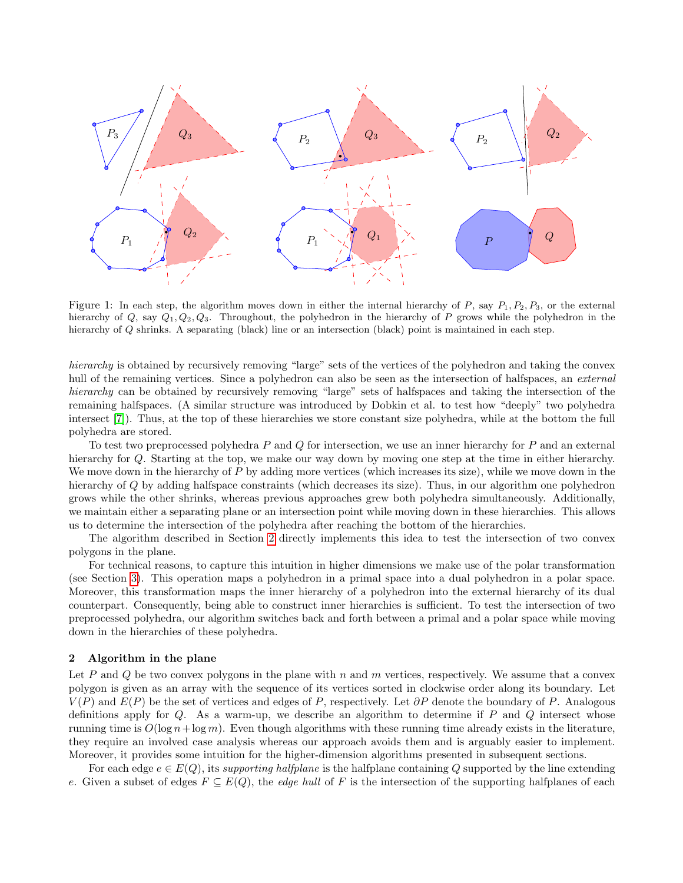Figure 1: In each step, the algorithm moves down in either the internal hierarchy of $P$, say $P_1, P_2, P_3$, or the external hierarchy of $Q$, say $Q_1, Q_2, Q_3$. Throughout, the polyhedron in the hierarchy of $P$ grows while the polyhedron in the hierarchy of $Q$ shrinks. A separating (black) line or an intersection (black) point is maintained in each step.

*hierarchy* is obtained by recursively removing "large" sets of the vertices of the polyhedron and taking the convex hull of the remaining vertices. Since a polyhedron can also be seen as the intersection of halfspaces, an *external hierarchy* can be obtained by recursively removing "large" sets of halfspaces and taking the intersection of the remaining halfspaces. (A similar structure was introduced by Dobkin et al. to test how "deeply" two polyhedra intersect [7]). Thus, at the top of these hierarchies we store constant size polyhedra, while at the bottom the full polyhedra are stored.

To test two preprocessed polyhedra $P$ and $Q$ for intersection, we use an inner hierarchy for $P$ and an external hierarchy for $Q$. Starting at the top, we make our way down by moving one step at the time in either hierarchy. We move down in the hierarchy of $P$ by adding more vertices (which increases its size), while we move down in the hierarchy of $Q$ by adding halfspace constraints (which decreases its size). Thus, in our algorithm one polyhedron grows while the other shrinks, whereas previous approaches grew both polyhedra simultaneously. Additionally, we maintain either a separating plane or an intersection point while moving down in these hierarchies. This allows us to determine the intersection of the polyhedra after reaching the bottom of the hierarchies.

The algorithm described in Section 2 directly implements this idea to test the intersection of two convex polygons in the plane.

For technical reasons, to capture this intuition in higher dimensions we make use of the polar transformation (see Section 3). This operation maps a polyhedron in a primal space into a dual polyhedron in a polar space. Moreover, this transformation maps the inner hierarchy of a polyhedron into the external hierarchy of its dual counterpart. Consequently, being able to construct inner hierarchies is sufficient. To test the intersection of two preprocessed polyhedra, our algorithm switches back and forth between a primal and a polar space while moving down in the hierarchies of these polyhedra.

## 2 Algorithm in the plane

Let $P$ and $Q$ be two convex polygons in the plane with $n$ and $m$ vertices, respectively. We assume that a convex polygon is given as an array with the sequence of its vertices sorted in clockwise order along its boundary. Let $V(P)$ and $E(P)$ be the set of vertices and edges of $P$, respectively. Let $\partial P$ denote the boundary of $P$. Analogous definitions apply for $Q$. As a warm-up, we describe an algorithm to determine if $P$ and $Q$ intersect whose running time is $O(\log n + \log m)$. Even though algorithms with these running time already exists in the literature, they require an involved case analysis whereas our approach avoids them and is arguably easier to implement. Moreover, it provides some intuition for the higher-dimension algorithms presented in subsequent sections.

For each edge $e \in E(Q)$, its *supporting halfplane* is the halfplane containing $Q$ supported by the line extending $e$. Given a subset of edges $F \subseteq E(Q)$, the *edge hull* of $F$ is the intersection of the supporting halfplanes of each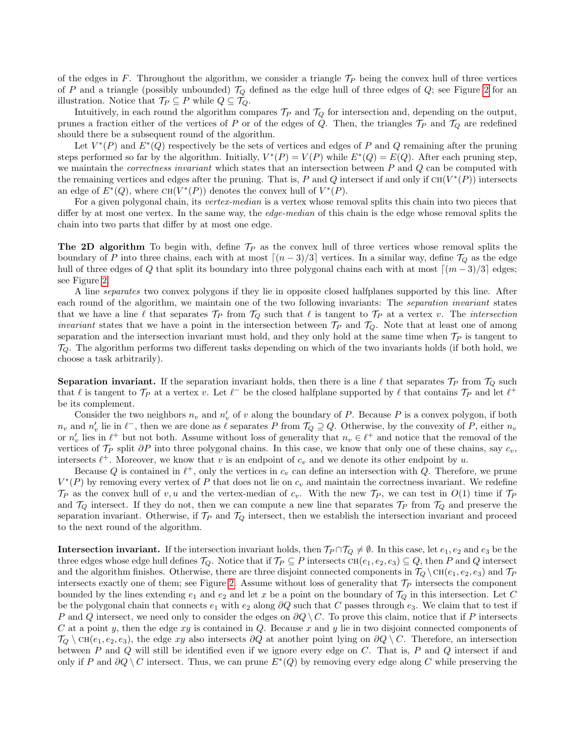of the edges in $F$. Throughout the algorithm, we consider a triangle $\mathcal{T}_P$ being the convex hull of three vertices of $P$ and a triangle (possibly unbounded) $\mathcal{T}_Q$ defined as the edge hull of three edges of $Q$; see Figure 2 for an illustration. Notice that $\mathcal{T}_P \subseteq P$ while $Q \subseteq \mathcal{T}_Q$.

Intuitively, in each round the algorithm compares $\mathcal{T}_P$ and $\mathcal{T}_Q$ for intersection and, depending on the output, prunes a fraction either of the vertices of $P$ or of the edges of $Q$. Then, the triangles $\mathcal{T}_P$ and $\mathcal{T}_Q$ are redefined should there be a subsequent round of the algorithm.

Let $V^*(P)$ and $E^*(Q)$ respectively be the sets of vertices and edges of $P$ and $Q$ remaining after the pruning steps performed so far by the algorithm. Initially, $V^*(P) = V(P)$ while $E^*(Q) = E(Q)$. After each pruning step, we maintain the *correctness invariant* which states that an intersection between $P$ and $Q$ can be computed with the remaining vertices and edges after the pruning. That is, $P$ and $Q$ intersect if and only if $\text{CH}(V^*(P))$ intersects an edge of $E^*(Q)$, where $\text{CH}(V^*(P))$ denotes the convex hull of $V^*(P)$.

For a given polygonal chain, its *vertex-median* is a vertex whose removal splits this chain into two pieces that differ by at most one vertex. In the same way, the *edge-median* of this chain is the edge whose removal splits the chain into two parts that differ by at most one edge.

**The 2D algorithm** To begin with, define $\mathcal{T}_P$ as the convex hull of three vertices whose removal splits the boundary of $P$ into three chains, each with at most $\lceil (n-3)/3 \rceil$ vertices. In a similar way, define $\mathcal{T}_Q$ as the edge hull of three edges of $Q$ that split its boundary into three polygonal chains each with at most $\lceil (m-3)/3 \rceil$ edges; see Figure 2.

A line *separates* two convex polygons if they lie in opposite closed halfplanes supported by this line. After each round of the algorithm, we maintain one of the two following invariants: The *separation invariant* states that we have a line $\ell$ that separates $\mathcal{T}_P$ from $\mathcal{T}_Q$ such that $\ell$ is tangent to $\mathcal{T}_P$ at a vertex $v$. The *intersection invariant* states that we have a point in the intersection between $\mathcal{T}_P$ and $\mathcal{T}_Q$. Note that at least one of among separation and the intersection invariant must hold, and they only hold at the same time when $\mathcal{T}_P$ is tangent to $\mathcal{T}_Q$. The algorithm performs two different tasks depending on which of the two invariants holds (if both hold, we choose a task arbitrarily).

**Separation invariant.** If the separation invariant holds, then there is a line $\ell$ that separates $\mathcal{T}_P$ from $\mathcal{T}_Q$ such that $\ell$ is tangent to $\mathcal{T}_P$ at a vertex $v$. Let $\ell^-$ be the closed halfplane supported by $\ell$ that contains $\mathcal{T}_P$ and let $\ell^+$ be its complement.

Consider the two neighbors $n_v$ and $n'_v$ of $v$ along the boundary of $P$. Because $P$ is a convex polygon, if both $n_v$ and $n'_v$ lie in $\ell^-$, then we are done as $\ell$ separates $P$ from $\mathcal{T}_Q \supseteq Q$. Otherwise, by the convexity of $P$, either $n_v$ or $n'_v$ lies in $\ell^+$ but not both. Assume without loss of generality that $n_v \in \ell^+$ and notice that the removal of the vertices of $\mathcal{T}_P$ split $\partial P$ into three polygonal chains. In this case, we know that only one of these chains, say $c_v$, intersects $\ell^+$. Moreover, we know that $v$ is an endpoint of $c_v$ and we denote its other endpoint by $u$.

Because $Q$ is contained in $\ell^+$, only the vertices in $c_v$ can define an intersection with $Q$. Therefore, we prune $V^*(P)$ by removing every vertex of $P$ that does not lie on $c_v$ and maintain the correctness invariant. We redefine $\mathcal{T}_P$ as the convex hull of $v, u$ and the vertex-median of $c_v$. With the new $\mathcal{T}_P$, we can test in $O(1)$ time if $\mathcal{T}_P$ and $\mathcal{T}_Q$ intersect. If they do not, then we can compute a new line that separates $\mathcal{T}_P$ from $\mathcal{T}_Q$ and preserve the separation invariant. Otherwise, if $\mathcal{T}_P$ and $\mathcal{T}_Q$ intersect, then we establish the intersection invariant and proceed to the next round of the algorithm.

**Intersection invariant.** If the intersection invariant holds, then $\mathcal{T}_P \cap \mathcal{T}_Q \neq \emptyset$. In this case, let $e_1, e_2$ and $e_3$ be the three edges whose edge hull defines $\mathcal{T}_Q$. Notice that if $\mathcal{T}_P \subseteq P$ intersects $\text{CH}(e_1, e_2, e_3) \subseteq Q$, then $P$ and $Q$ intersect and the algorithm finishes. Otherwise, there are three disjoint connected components in $\mathcal{T}_Q \setminus \text{CH}(e_1, e_2, e_3)$ and $\mathcal{T}_P$ intersects exactly one of them; see Figure 2. Assume without loss of generality that $\mathcal{T}_P$ intersects the component bounded by the lines extending $e_1$ and $e_2$ and let $x$ be a point on the boundary of $\mathcal{T}_Q$ in this intersection. Let $C$ be the polygonal chain that connects $e_1$ with $e_2$ along $\partial Q$ such that $C$ passes through $e_3$. We claim that to test if $P$ and $Q$ intersect, we need only to consider the edges on $\partial Q \setminus C$. To prove this claim, notice that if $P$ intersects $C$ at a point $y$, then the edge $xy$ is contained in $Q$. Because $x$ and $y$ lie in two disjoint connected components of $\mathcal{T}_Q \setminus \text{CH}(e_1, e_2, e_3)$, the edge $xy$ also intersects $\partial Q$ at another point lying on $\partial Q \setminus C$. Therefore, an intersection between $P$ and $Q$ will still be identified even if we ignore every edge on $C$. That is, $P$ and $Q$ intersect if and only if $P$ and $\partial Q \setminus C$ intersect. Thus, we can prune $E^*(Q)$ by removing every edge along $C$ while preserving the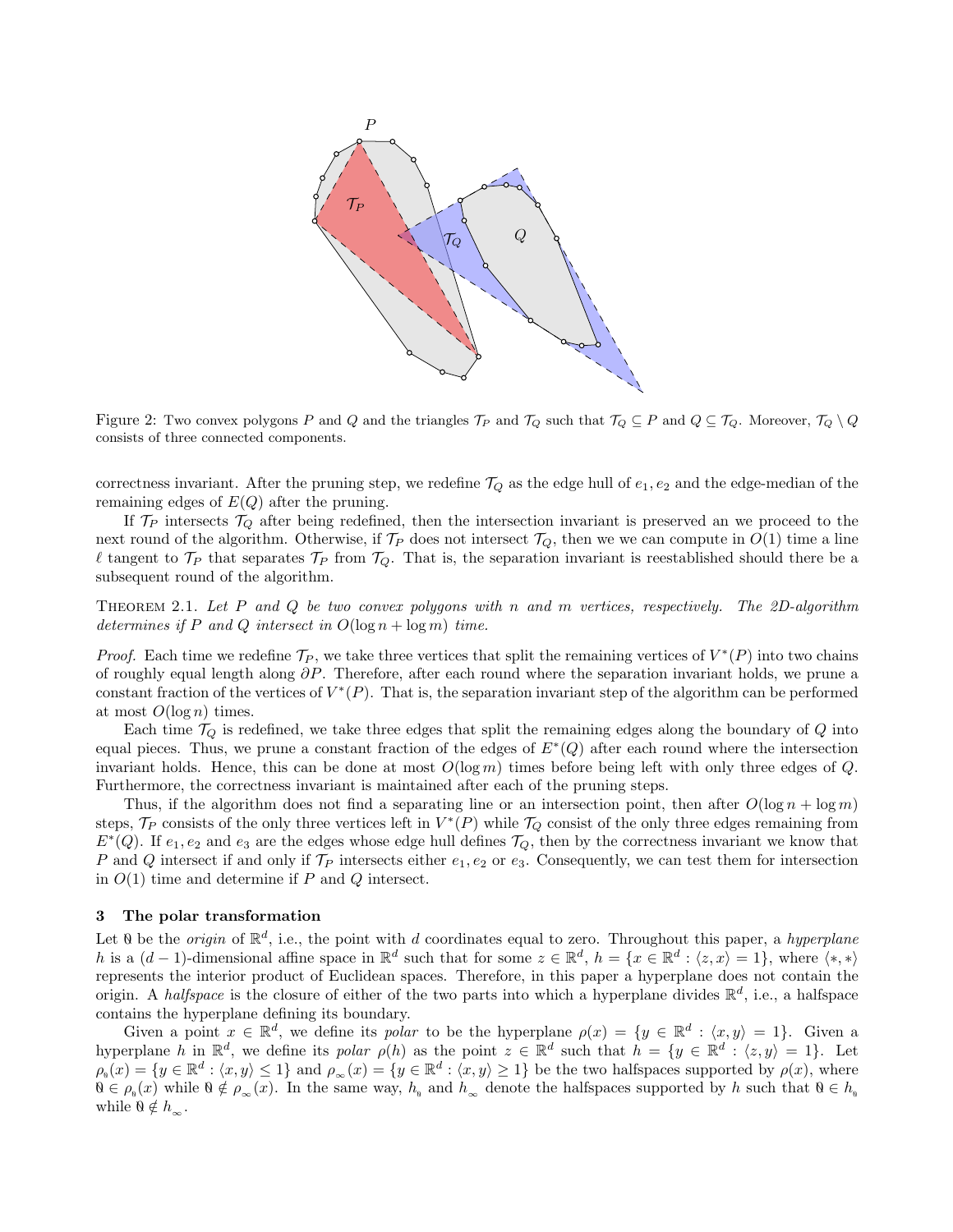Figure 2: Two convex polygons $P$ and $Q$ and the triangles $\mathcal{T}_P$ and $\mathcal{T}_Q$ such that $\mathcal{T}_Q \subseteq P$ and $Q \subseteq \mathcal{T}_Q$. Moreover, $\mathcal{T}_Q \setminus Q$ consists of three connected components.

correctness invariant. After the pruning step, we redefine $\mathcal{T}_Q$ as the edge hull of $e_1, e_2$ and the edge-median of the remaining edges of $E(Q)$ after the pruning.

If $\mathcal{T}_P$ intersects $\mathcal{T}_Q$ after being redefined, then the intersection invariant is preserved an we proceed to the next round of the algorithm. Otherwise, if $\mathcal{T}_P$ does not intersect $\mathcal{T}_Q$, then we we can compute in $O(1)$ time a line $\ell$ tangent to $\mathcal{T}_P$ that separates $\mathcal{T}_P$ from $\mathcal{T}_Q$. That is, the separation invariant is reestablished should there be a subsequent round of the algorithm.

Theorem 2.1. *Let $P$ and $Q$ be two convex polygons with $n$ and $m$ vertices, respectively. The 2D-algorithm determines if $P$ and $Q$ intersect in $O(\log n + \log m)$ time.*

*Proof.* Each time we redefine $\mathcal{T}_P$, we take three vertices that split the remaining vertices of $V^*(P)$ into two chains of roughly equal length along $\partial P$. Therefore, after each round where the separation invariant holds, we prune a constant fraction of the vertices of $V^*(P)$. That is, the separation invariant step of the algorithm can be performed at most $O(\log n)$ times.

Each time $\mathcal{T}_Q$ is redefined, we take three edges that split the remaining edges along the boundary of $Q$ into equal pieces. Thus, we prune a constant fraction of the edges of $E^*(Q)$ after each round where the intersection invariant holds. Hence, this can be done at most $O(\log m)$ times before being left with only three edges of $Q$. Furthermore, the correctness invariant is maintained after each of the pruning steps.

Thus, if the algorithm does not find a separating line or an intersection point, then after $O(\log n + \log m)$ steps, $\mathcal{T}_P$ consists of the only three vertices left in $V^*(P)$ while $\mathcal{T}_Q$ consist of the only three edges remaining from $E^*(Q)$. If $e_1, e_2$ and $e_3$ are the edges whose edge hull defines $\mathcal{T}_Q$, then by the correctness invariant we know that $P$ and $Q$ intersect if and only if $\mathcal{T}_P$ intersects either $e_1, e_2$ or $e_3$. Consequently, we can test them for intersection in $O(1)$ time and determine if $P$ and $Q$ intersect.

## 3 The polar transformation

Let $\mathbb{0}$ be the *origin* of $\mathbb{R}^d$, i.e., the point with $d$ coordinates equal to zero. Throughout this paper, a *hyperplane* $h$ is a $(d-1)$-dimensional affine space in $\mathbb{R}^d$ such that for some $z \in \mathbb{R}^d$, $h = \{x \in \mathbb{R}^d : \langle z, x \rangle = 1\}$, where $\langle *, * \rangle$ represents the interior product of Euclidean spaces. Therefore, in this paper a hyperplane does not contain the origin. A *halfspace* is the closure of either of the two parts into which a hyperplane divides $\mathbb{R}^d$, i.e., a halfspace contains the hyperplane defining its boundary.

Given a point $x \in \mathbb{R}^d$, we define its *polar* to be the hyperplane $\rho(x) = \{y \in \mathbb{R}^d : \langle x, y \rangle = 1\}$. Given a hyperplane $h$ in $\mathbb{R}^d$, we define its *polar* $\rho(h)$ as the point $z \in \mathbb{R}^d$ such that $h = \{y \in \mathbb{R}^d : \langle z, y \rangle = 1\}$. Let $\rho_{\mathbb{0}}(x) = \{y \in \mathbb{R}^d : \langle x, y \rangle \leq 1\}$ and $\rho_{\infty}(x) = \{y \in \mathbb{R}^d : \langle x, y \rangle \geq 1\}$ be the two halfspaces supported by $\rho(x)$, where $\mathbb{0} \in \rho_{\mathbb{0}}(x)$ while $\mathbb{0} \notin \rho_{\infty}(x)$. In the same way, $h_{\mathbb{0}}$ and $h_{\infty}$ denote the halfspaces supported by $h$ such that $\mathbb{0} \in h_{\mathbb{0}}$ while $\mathbb{0} \notin h_{\infty}$.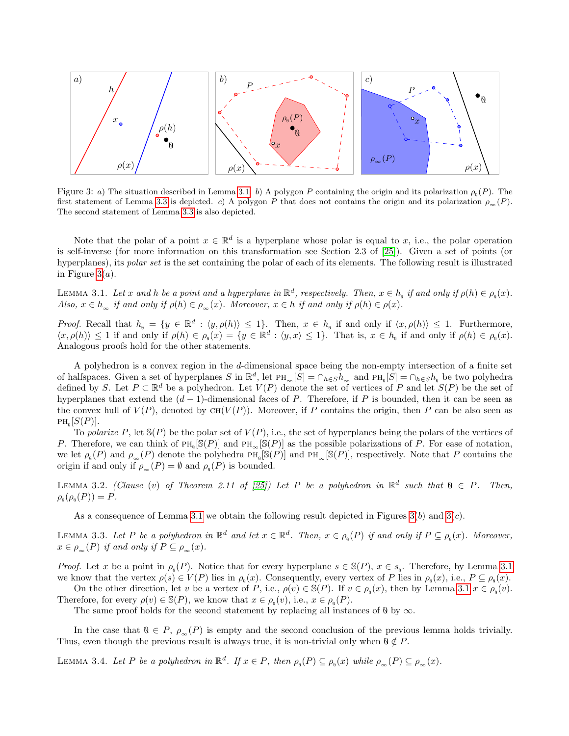Figure 3: *a)* The situation described in Lemma 3.1. *b)* A polygon $P$ containing the origin and its polarization $\rho_\emptyset(P)$. The first statement of Lemma 3.3 is depicted. *c)* A polygon $P$ that does not contains the origin and its polarization $\rho_\infty(P)$. The second statement of Lemma 3.3 is also depicted.

Note that the polar of a point $x \in \mathbb{R}^d$ is a hyperplane whose polar is equal to $x$, i.e., the polar operation is self-inverse (for more information on this transformation see Section 2.3 of [25]). Given a set of points (or hyperplanes), its *polar set* is the set containing the polar of each of its elements. The following result is illustrated in Figure 3(*a*).

Lemma 3.1. *Let $x$ and $h$ be a point and a hyperplane in $\mathbb{R}^d$, respectively. Then, $x \in h_\emptyset$ if and only if $\rho(h) \in \rho_\emptyset(x)$. Also, $x \in h_\infty$ if and only if $\rho(h) \in \rho_\infty(x)$. Moreover, $x \in h$ if and only if $\rho(h) \in \rho(x)$.*

*Proof.* Recall that $h_\emptyset = \{y \in \mathbb{R}^d : \langle y, \rho(h)\rangle \leq 1\}$. Then, $x \in h_\emptyset$ if and only if $\langle x, \rho(h)\rangle \leq 1$. Furthermore, $\langle x, \rho(h)\rangle \leq 1$ if and only if $\rho(h) \in \rho_\emptyset(x) = \{y \in \mathbb{R}^d : \langle y, x\rangle \leq 1\}$. That is, $x \in h_\emptyset$ if and only if $\rho(h) \in \rho_\emptyset(x)$. Analogous proofs hold for the other statements.

A polyhedron is a convex region in the $d$-dimensional space being the non-empty intersection of a finite set of halfspaces. Given a set of hyperplanes $S$ in $\mathbb{R}^d$, let $\text{PH}_\infty[S] = \cap_{h \in S} h_\infty$ and $\text{PH}_\emptyset[S] = \cap_{h \in S} h_\emptyset$ be two polyhedra defined by $S$. Let $P \subset \mathbb{R}^d$ be a polyhedron. Let $V(P)$ denote the set of vertices of $P$ and let $S(P)$ be the set of hyperplanes that extend the $(d-1)$-dimensional faces of $P$. Therefore, if $P$ is bounded, then it can be seen as the convex hull of $V(P)$, denoted by $\text{CH}(V(P))$. Moreover, if $P$ contains the origin, then $P$ can be also seen as $\text{PH}_\emptyset[S(P)]$.

To *polarize* $P$, let $\mathbb{S}(P)$ be the polar set of $V(P)$, i.e., the set of hyperplanes being the polars of the vertices of $P$. Therefore, we can think of $\text{PH}_\emptyset[\mathbb{S}(P)]$ and $\text{PH}_\infty[\mathbb{S}(P)]$ as the possible polarizations of $P$. For ease of notation, we let $\rho_\emptyset(P)$ and $\rho_\infty(P)$ denote the polyhedra $\text{PH}_\emptyset[\mathbb{S}(P)]$ and $\text{PH}_\infty[\mathbb{S}(P)]$, respectively. Note that $P$ contains the origin if and only if $\rho_\infty(P) = \emptyset$ and $\rho_\emptyset(P)$ is bounded.

Lemma 3.2. *(Clause (v) of Theorem 2.11 of [25]) Let $P$ be a polyhedron in $\mathbb{R}^d$ such that $\emptyset \in P$. Then, $\rho_\emptyset(\rho_\emptyset(P)) = P$.*

As a consequence of Lemma 3.1 we obtain the following result depicted in Figures 3(*b*) and 3(*c*).

Lemma 3.3. *Let $P$ be a polyhedron in $\mathbb{R}^d$ and let $x \in \mathbb{R}^d$. Then, $x \in \rho_\emptyset(P)$ if and only if $P \subseteq \rho_\emptyset(x)$. Moreover, $x \in \rho_\infty(P)$ if and only if $P \subseteq \rho_\infty(x)$.*

*Proof.* Let $x$ be a point in $\rho_\emptyset(P)$. Notice that for every hyperplane $s \in \mathbb{S}(P)$, $x \in s_\emptyset$. Therefore, by Lemma 3.1 we know that the vertex $\rho(s) \in V(P)$ lies in $\rho_\emptyset(x)$. Consequently, every vertex of $P$ lies in $\rho_\emptyset(x)$, i.e., $P \subseteq \rho_\emptyset(x)$.

On the other direction, let $v$ be a vertex of $P$, i.e., $\rho(v) \in \mathbb{S}(P)$. If $v \in \rho_\emptyset(x)$, then by Lemma 3.1 $x \in \rho_\emptyset(v)$. Therefore, for every $\rho(v) \in \mathbb{S}(P)$, we know that $x \in \rho_\emptyset(v)$, i.e., $x \in \rho_\emptyset(P)$.

The same proof holds for the second statement by replacing all instances of $\emptyset$ by $\infty$.

In the case that $\emptyset \in P$, $\rho_\infty(P)$ is empty and the second conclusion of the previous lemma holds trivially. Thus, even though the previous result is always true, it is non-trivial only when $\emptyset \notin P$.

Lemma 3.4. *Let $P$ be a polyhedron in $\mathbb{R}^d$. If $x \in P$, then $\rho_\emptyset(P) \subseteq \rho_\emptyset(x)$ while $\rho_\infty(P) \subseteq \rho_\infty(x)$.*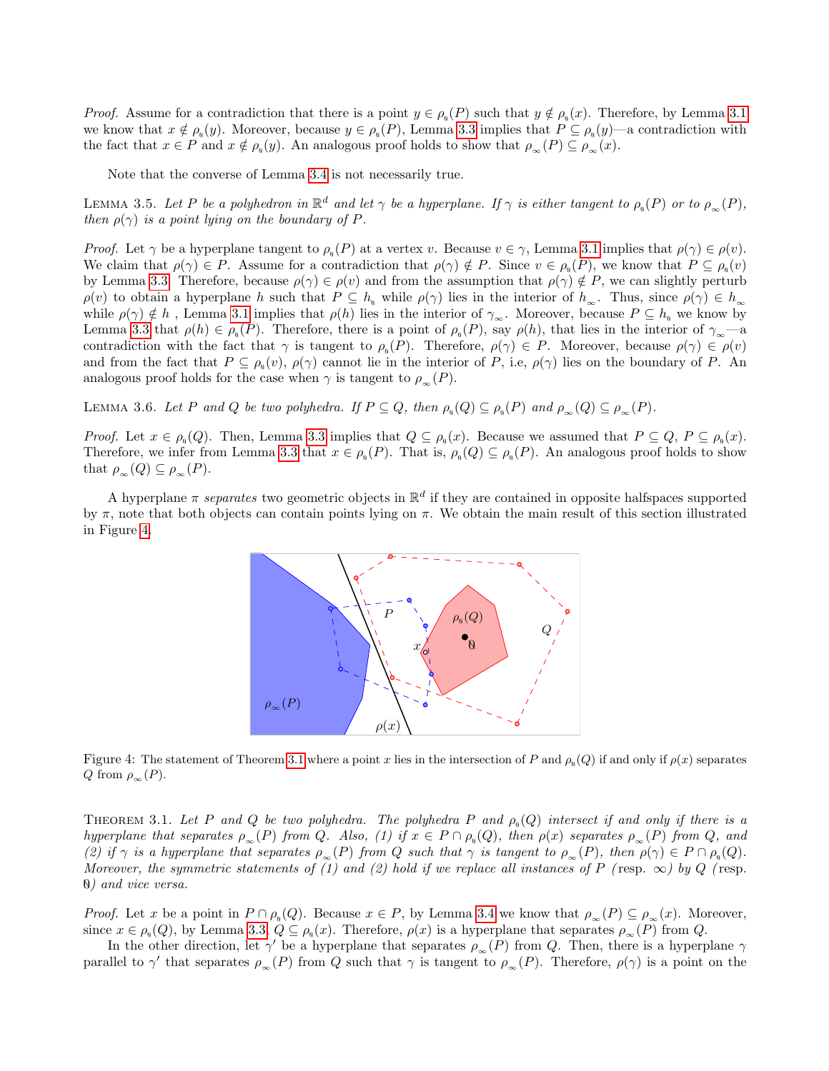*Proof.* Assume for a contradiction that there is a point $y \in \rho_\emptyset(P)$ such that $y \notin \rho_\emptyset(x)$. Therefore, by Lemma 3.1 we know that $x \notin \rho_\emptyset(y)$. Moreover, because $y \in \rho_\emptyset(P)$, Lemma 3.3 implies that $P \subseteq \rho_\emptyset(y)$—a contradiction with the fact that $x \in P$ and $x \notin \rho_\emptyset(y)$. An analogous proof holds to show that $\rho_\infty(P) \subseteq \rho_\infty(x)$.

Note that the converse of Lemma 3.4 is not necessarily true.

Lemma 3.5. *Let $P$ be a polyhedron in $\mathbb{R}^d$ and let $\gamma$ be a hyperplane. If $\gamma$ is either tangent to $\rho_\emptyset(P)$ or to $\rho_\infty(P)$, then $\rho(\gamma)$ is a point lying on the boundary of $P$.*

*Proof.* Let $\gamma$ be a hyperplane tangent to $\rho_\emptyset(P)$ at a vertex $v$. Because $v \in \gamma$, Lemma 3.1 implies that $\rho(\gamma) \in \rho(v)$. We claim that $\rho(\gamma) \in P$. Assume for a contradiction that $\rho(\gamma) \notin P$. Since $v \in \rho_\emptyset(P)$, we know that $P \subseteq \rho_\emptyset(v)$ by Lemma 3.3. Therefore, because $\rho(\gamma) \in \rho(v)$ and from the assumption that $\rho(\gamma) \notin P$, we can slightly perturb $\rho(v)$ to obtain a hyperplane $h$ such that $P \subseteq h_\emptyset$ while $\rho(\gamma)$ lies in the interior of $h_\infty$. Thus, since $\rho(\gamma) \in h_\infty$ while $\rho(\gamma) \notin h$, Lemma 3.1 implies that $\rho(h)$ lies in the interior of $\gamma_\infty$. Moreover, because $P \subseteq h_\emptyset$ we know by Lemma 3.3 that $\rho(h) \in \rho_\emptyset(P)$. Therefore, there is a point of $\rho_\emptyset(P)$, say $\rho(h)$, that lies in the interior of $\gamma_\infty$—a contradiction with the fact that $\gamma$ is tangent to $\rho_\emptyset(P)$. Therefore, $\rho(\gamma) \in P$. Moreover, because $\rho(\gamma) \in \rho(v)$ and from the fact that $P \subseteq \rho_\emptyset(v)$, $\rho(\gamma)$ cannot lie in the interior of $P$, i.e, $\rho(\gamma)$ lies on the boundary of $P$. An analogous proof holds for the case when $\gamma$ is tangent to $\rho_\infty(P)$.

Lemma 3.6. *Let $P$ and $Q$ be two polyhedra. If $P \subseteq Q$, then $\rho_\emptyset(Q) \subseteq \rho_\emptyset(P)$ and $\rho_\infty(Q) \subseteq \rho_\infty(P)$.*

*Proof.* Let $x \in \rho_\emptyset(Q)$. Then, Lemma 3.3 implies that $Q \subseteq \rho_\emptyset(x)$. Because we assumed that $P \subseteq Q$, $P \subseteq \rho_\emptyset(x)$. Therefore, we infer from Lemma 3.3 that $x \in \rho_\emptyset(P)$. That is, $\rho_\emptyset(Q) \subseteq \rho_\emptyset(P)$. An analogous proof holds to show that $\rho_\infty(Q) \subseteq \rho_\infty(P)$.

A hyperplane $\pi$ *separates* two geometric objects in $\mathbb{R}^d$ if they are contained in opposite halfspaces supported by $\pi$, note that both objects can contain points lying on $\pi$. We obtain the main result of this section illustrated in Figure 4.

Figure 4: The statement of Theorem 3.1 where a point $x$ lies in the intersection of $P$ and $\rho_\emptyset(Q)$ if and only if $\rho(x)$ separates $Q$ from $\rho_\infty(P)$.

Theorem 3.1. *Let $P$ and $Q$ be two polyhedra. The polyhedra $P$ and $\rho_\emptyset(Q)$ intersect if and only if there is a hyperplane that separates $\rho_\infty(P)$ from $Q$. Also, (1) if $x \in P \cap \rho_\emptyset(Q)$, then $\rho(x)$ separates $\rho_\infty(P)$ from $Q$, and (2) if $\gamma$ is a hyperplane that separates $\rho_\infty(P)$ from $Q$ such that $\gamma$ is tangent to $\rho_\infty(P)$, then $\rho(\gamma) \in P \cap \rho_\emptyset(Q)$. Moreover, the symmetric statements of (1) and (2) hold if we replace all instances of $P$ (resp. $\infty$) by $Q$ (resp. $\emptyset$) and vice versa.*

*Proof.* Let $x$ be a point in $P \cap \rho_\emptyset(Q)$. Because $x \in P$, by Lemma 3.4 we know that $\rho_\infty(P) \subseteq \rho_\infty(x)$. Moreover, since $x \in \rho_\emptyset(Q)$, by Lemma 3.3, $Q \subseteq \rho_\emptyset(x)$. Therefore, $\rho(x)$ is a hyperplane that separates $\rho_\infty(P)$ from $Q$.

In the other direction, let $\gamma'$ be a hyperplane that separates $\rho_\infty(P)$ from $Q$. Then, there is a hyperplane $\gamma$ parallel to $\gamma'$ that separates $\rho_\infty(P)$ from $Q$ such that $\gamma$ is tangent to $\rho_\infty(P)$. Therefore, $\rho(\gamma)$ is a point on the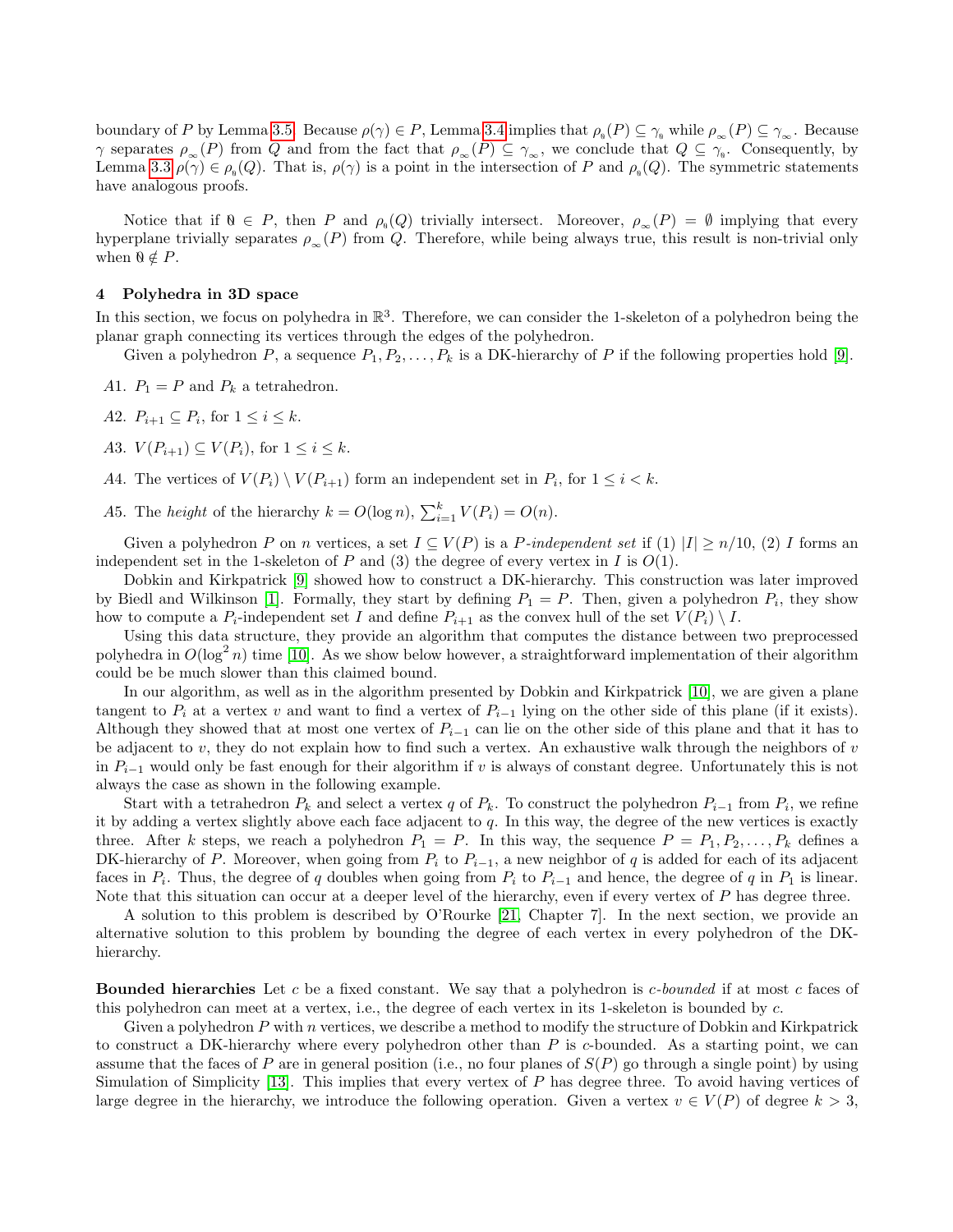boundary of $P$ by Lemma 3.5. Because $\rho(\gamma) \in P$, Lemma 3.4 implies that $\rho_{\emptyset}(P) \subseteq \gamma_{\emptyset}$ while $\rho_{\infty}(P) \subseteq \gamma_{\infty}$. Because $\gamma$ separates $\rho_{\infty}(P)$ from $Q$ and from the fact that $\rho_{\infty}(P) \subseteq \gamma_{\infty}$, we conclude that $Q \subseteq \gamma_{\emptyset}$. Consequently, by Lemma 3.3 $\rho(\gamma) \in \rho_{\emptyset}(Q)$. That is, $\rho(\gamma)$ is a point in the intersection of $P$ and $\rho_{\emptyset}(Q)$. The symmetric statements have analogous proofs.

Notice that if $\emptyset \in P$, then $P$ and $\rho_{\emptyset}(Q)$ trivially intersect. Moreover, $\rho_{\infty}(P) = \emptyset$ implying that every hyperplane trivially separates $\rho_{\infty}(P)$ from $Q$. Therefore, while being always true, this result is non-trivial only when $\emptyset \notin P$.

## 4 Polyhedra in 3D space

In this section, we focus on polyhedra in $\mathbb{R}^3$. Therefore, we can consider the 1-skeleton of a polyhedron being the planar graph connecting its vertices through the edges of the polyhedron.

Given a polyhedron $P$, a sequence $P_1, P_2, \ldots, P_k$ is a DK-hierarchy of $P$ if the following properties hold [9].

- *A1.* $P_1 = P$ and $P_k$ a tetrahedron.
- *A2.* $P_{i+1} \subseteq P_i$, for $1 \leq i \leq k$.
- *A3.* $V(P_{i+1}) \subseteq V(P_i)$, for $1 \leq i \leq k$.
- *A4.* The vertices of $V(P_i) \setminus V(P_{i+1})$ form an independent set in $P_i$, for $1 \leq i < k$.
- *A5.* The *height* of the hierarchy $k = O(\log n)$, $\sum_{i=1}^{k} V(P_i) = O(n)$.

Given a polyhedron $P$ on $n$ vertices, a set $I \subseteq V(P)$ is a *$P$-independent set* if (1) $|I| \geq n/10$, (2) $I$ forms an independent set in the 1-skeleton of $P$ and (3) the degree of every vertex in $I$ is $O(1)$.

Dobkin and Kirkpatrick [9] showed how to construct a DK-hierarchy. This construction was later improved by Biedl and Wilkinson [1]. Formally, they start by defining $P_1 = P$. Then, given a polyhedron $P_i$, they show how to compute a $P_i$-independent set $I$ and define $P_{i+1}$ as the convex hull of the set $V(P_i) \setminus I$.

Using this data structure, they provide an algorithm that computes the distance between two preprocessed polyhedra in $O(\log^2 n)$ time [10]. As we show below however, a straightforward implementation of their algorithm could be be much slower than this claimed bound.

In our algorithm, as well as in the algorithm presented by Dobkin and Kirkpatrick [10], we are given a plane tangent to $P_i$ at a vertex $v$ and want to find a vertex of $P_{i-1}$ lying on the other side of this plane (if it exists). Although they showed that at most one vertex of $P_{i-1}$ can lie on the other side of this plane and that it has to be adjacent to $v$, they do not explain how to find such a vertex. An exhaustive walk through the neighbors of $v$ in $P_{i-1}$ would only be fast enough for their algorithm if $v$ is always of constant degree. Unfortunately this is not always the case as shown in the following example.

Start with a tetrahedron $P_k$ and select a vertex $q$ of $P_k$. To construct the polyhedron $P_{i-1}$ from $P_i$, we refine it by adding a vertex slightly above each face adjacent to $q$. In this way, the degree of the new vertices is exactly three. After $k$ steps, we reach a polyhedron $P_1 = P$. In this way, the sequence $P = P_1, P_2, \ldots, P_k$ defines a DK-hierarchy of $P$. Moreover, when going from $P_i$ to $P_{i-1}$, a new neighbor of $q$ is added for each of its adjacent faces in $P_i$. Thus, the degree of $q$ doubles when going from $P_i$ to $P_{i-1}$ and hence, the degree of $q$ in $P_1$ is linear. Note that this situation can occur at a deeper level of the hierarchy, even if every vertex of $P$ has degree three.

A solution to this problem is described by O'Rourke [21, Chapter 7]. In the next section, we provide an alternative solution to this problem by bounding the degree of each vertex in every polyhedron of the DK-hierarchy.

**Bounded hierarchies** Let $c$ be a fixed constant. We say that a polyhedron is *$c$-bounded* if at most $c$ faces of this polyhedron can meet at a vertex, i.e., the degree of each vertex in its 1-skeleton is bounded by $c$.

Given a polyhedron $P$ with $n$ vertices, we describe a method to modify the structure of Dobkin and Kirkpatrick to construct a DK-hierarchy where every polyhedron other than $P$ is $c$-bounded. As a starting point, we can assume that the faces of $P$ are in general position (i.e., no four planes of $S(P)$ go through a single point) by using Simulation of Simplicity [13]. This implies that every vertex of $P$ has degree three. To avoid having vertices of large degree in the hierarchy, we introduce the following operation. Given a vertex $v \in V(P)$ of degree $k > 3$,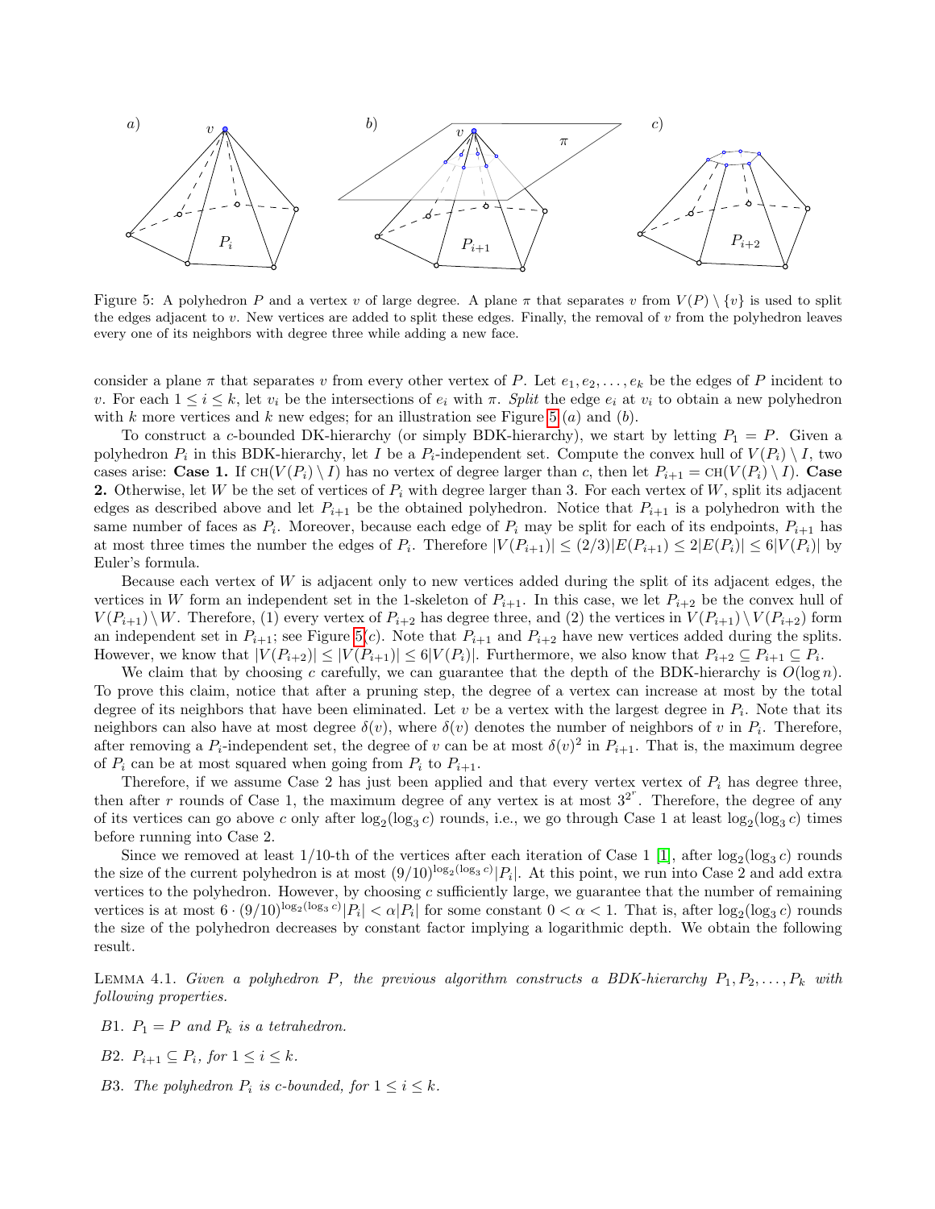Figure 5: A polyhedron $P$ and a vertex $v$ of large degree. A plane $\pi$ that separates $v$ from $V(P) \setminus \{v\}$ is used to split the edges adjacent to $v$. New vertices are added to split these edges. Finally, the removal of $v$ from the polyhedron leaves every one of its neighbors with degree three while adding a new face.

consider a plane $\pi$ that separates $v$ from every other vertex of $P$. Let $e_1, e_2, \ldots, e_k$ be the edges of $P$ incident to $v$. For each $1 \leq i \leq k$, let $v_i$ be the intersections of $e_i$ with $\pi$. *Split* the edge $e_i$ at $v_i$ to obtain a new polyhedron with $k$ more vertices and $k$ new edges; for an illustration see Figure 5 $(a)$ and $(b)$.

To construct a $c$-bounded DK-hierarchy (or simply BDK-hierarchy), we start by letting $P_1 = P$. Given a polyhedron $P_i$ in this BDK-hierarchy, let $I$ be a $P_i$-independent set. Compute the convex hull of $V(P_i) \setminus I$, two cases arise: **Case 1.** If $\text{CH}(V(P_i) \setminus I)$ has no vertex of degree larger than $c$, then let $P_{i+1} = \text{CH}(V(P_i) \setminus I)$. **Case 2.** Otherwise, let $W$ be the set of vertices of $P_i$ with degree larger than 3. For each vertex of $W$, split its adjacent edges as described above and let $P_{i+1}$ be the obtained polyhedron. Notice that $P_{i+1}$ is a polyhedron with the same number of faces as $P_i$. Moreover, because each edge of $P_i$ may be split for each of its endpoints, $P_{i+1}$ has at most three times the number the edges of $P_i$. Therefore $|V(P_{i+1})| \leq (2/3)|E(P_{i+1})| \leq 2|E(P_i)| \leq 6|V(P_i)|$ by Euler's formula.

Because each vertex of $W$ is adjacent only to new vertices added during the split of its adjacent edges, the vertices in $W$ form an independent set in the 1-skeleton of $P_{i+1}$. In this case, we let $P_{i+2}$ be the convex hull of $V(P_{i+1}) \setminus W$. Therefore, (1) every vertex of $P_{i+2}$ has degree three, and (2) the vertices in $V(P_{i+1}) \setminus V(P_{i+2})$ form an independent set in $P_{i+1}$; see Figure 5$(c)$. Note that $P_{i+1}$ and $P_{i+2}$ have new vertices added during the splits. However, we know that $|V(P_{i+2})| \leq |V(P_{i+1})| \leq 6|V(P_i)|$. Furthermore, we also know that $P_{i+2} \subseteq P_{i+1} \subseteq P_i$.

We claim that by choosing $c$ carefully, we can guarantee that the depth of the BDK-hierarchy is $O(\log n)$. To prove this claim, notice that after a pruning step, the degree of a vertex can increase at most by the total degree of its neighbors that have been eliminated. Let $v$ be a vertex with the largest degree in $P_i$. Note that its neighbors can also have at most degree $\delta(v)$, where $\delta(v)$ denotes the number of neighbors of $v$ in $P_i$. Therefore, after removing a $P_i$-independent set, the degree of $v$ can be at most $\delta(v)^2$ in $P_{i+1}$. That is, the maximum degree of $P_i$ can be at most squared when going from $P_i$ to $P_{i+1}$.

Therefore, if we assume Case 2 has just been applied and that every vertex vertex of $P_i$ has degree three, then after $r$ rounds of Case 1, the maximum degree of any vertex is at most $3^{2^r}$. Therefore, the degree of any of its vertices can go above $c$ only after $\log_2(\log_3 c)$ rounds, i.e., we go through Case 1 at least $\log_2(\log_3 c)$ times before running into Case 2.

Since we removed at least 1/10-th of the vertices after each iteration of Case 1 [1], after $\log_2(\log_3 c)$ rounds the size of the current polyhedron is at most $(9/10)^{\log_2(\log_3 c)}|P_i|$. At this point, we run into Case 2 and add extra vertices to the polyhedron. However, by choosing $c$ sufficiently large, we guarantee that the number of remaining vertices is at most $6 \cdot (9/10)^{\log_2(\log_3 c)}|P_i| < \alpha|P_i|$ for some constant $0 < \alpha < 1$. That is, after $\log_2(\log_3 c)$ rounds the size of the polyhedron decreases by constant factor implying a logarithmic depth. We obtain the following result.

Lemma 4.1. *Given a polyhedron $P$, the previous algorithm constructs a BDK-hierarchy $P_1, P_2, \ldots, P_k$ with following properties.*

*B1. $P_1 = P$ and $P_k$ is a tetrahedron.*

*B2. $P_{i+1} \subseteq P_i$, for $1 \leq i \leq k$.*

*B3. The polyhedron $P_i$ is $c$-bounded, for $1 \leq i \leq k$.*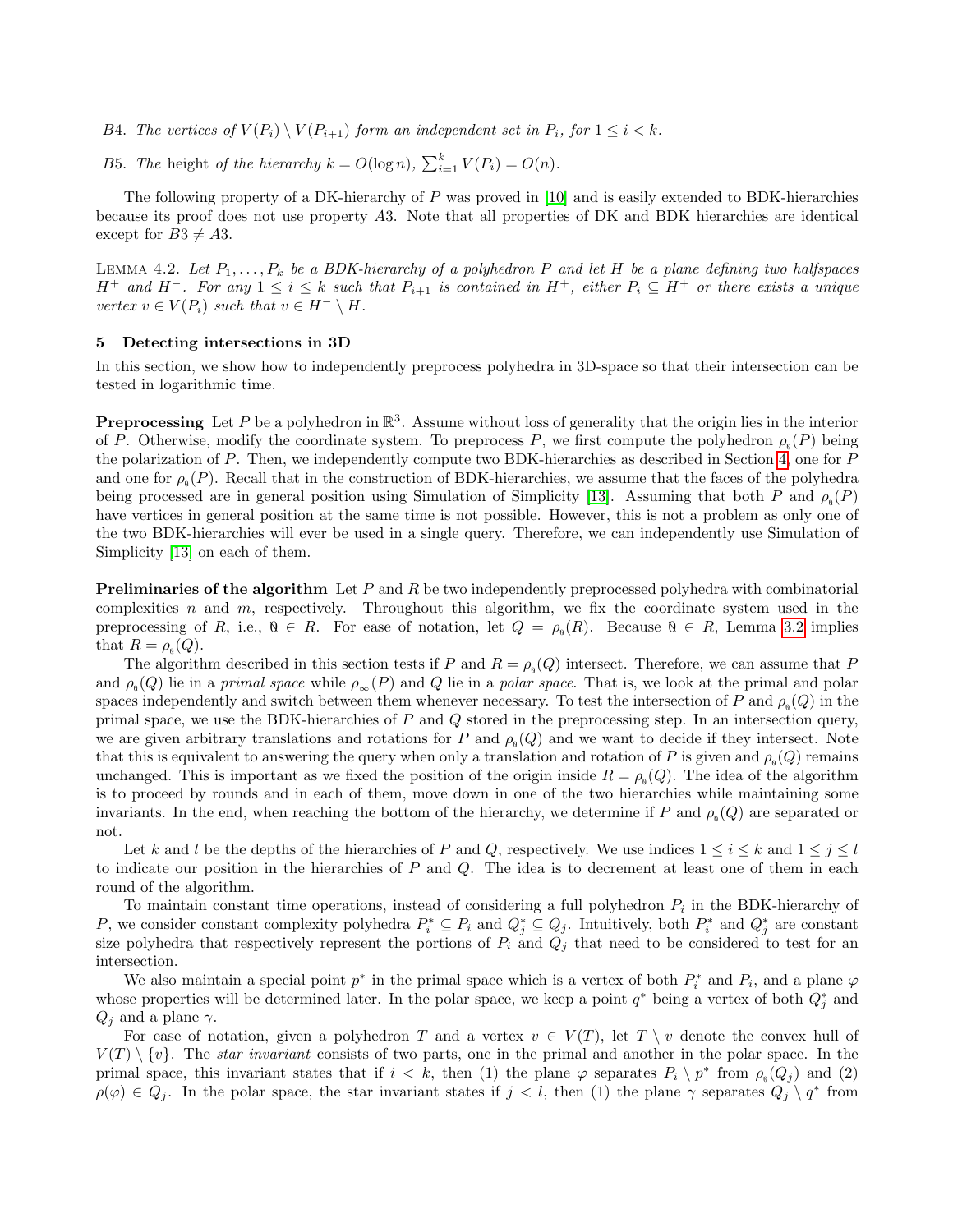*B4. The vertices of $V(P_i) \setminus V(P_{i+1})$ form an independent set in $P_i$, for $1 \leq i < k$.*

*B5. The* height *of the hierarchy $k = O(\log n)$, $\sum_{i=1}^{k} V(P_i) = O(n)$.*

The following property of a DK-hierarchy of $P$ was proved in [10] and is easily extended to BDK-hierarchies because its proof does not use property $A3$. Note that all properties of DK and BDK hierarchies are identical except for $B3 \neq A3$.

Lemma 4.2. *Let $P_1, \ldots, P_k$ be a BDK-hierarchy of a polyhedron $P$ and let $H$ be a plane defining two halfspaces $H^+$ and $H^-$. For any $1 \leq i \leq k$ such that $P_{i+1}$ is contained in $H^+$, either $P_i \subseteq H^+$ or there exists a unique vertex $v \in V(P_i)$ such that $v \in H^- \setminus H$.*

## 5 Detecting intersections in 3D

In this section, we show how to independently preprocess polyhedra in 3D-space so that their intersection can be tested in logarithmic time.

**Preprocessing** Let $P$ be a polyhedron in $\mathbb{R}^3$. Assume without loss of generality that the origin lies in the interior of $P$. Otherwise, modify the coordinate system. To preprocess $P$, we first compute the polyhedron $\rho_{\emptyset}(P)$ being the polarization of $P$. Then, we independently compute two BDK-hierarchies as described in Section 4, one for $P$ and one for $\rho_{\emptyset}(P)$. Recall that in the construction of BDK-hierarchies, we assume that the faces of the polyhedra being processed are in general position using Simulation of Simplicity [13]. Assuming that both $P$ and $\rho_{\emptyset}(P)$ have vertices in general position at the same time is not possible. However, this is not a problem as only one of the two BDK-hierarchies will ever be used in a single query. Therefore, we can independently use Simulation of Simplicity [13] on each of them.

**Preliminaries of the algorithm** Let $P$ and $R$ be two independently preprocessed polyhedra with combinatorial complexities $n$ and $m$, respectively. Throughout this algorithm, we fix the coordinate system used in the preprocessing of $R$, i.e., $\emptyset \in R$. For ease of notation, let $Q = \rho_{\emptyset}(R)$. Because $\emptyset \in R$, Lemma 3.2 implies that $R = \rho_{\emptyset}(Q)$.

The algorithm described in this section tests if $P$ and $R = \rho_{\emptyset}(Q)$ intersect. Therefore, we can assume that $P$ and $\rho_{\emptyset}(Q)$ lie in a *primal space* while $\rho_{\infty}(P)$ and $Q$ lie in a *polar space*. That is, we look at the primal and polar spaces independently and switch between them whenever necessary. To test the intersection of $P$ and $\rho_{\emptyset}(Q)$ in the primal space, we use the BDK-hierarchies of $P$ and $Q$ stored in the preprocessing step. In an intersection query, we are given arbitrary translations and rotations for $P$ and $\rho_{\emptyset}(Q)$ and we want to decide if they intersect. Note that this is equivalent to answering the query when only a translation and rotation of $P$ is given and $\rho_{\emptyset}(Q)$ remains unchanged. This is important as we fixed the position of the origin inside $R = \rho_{\emptyset}(Q)$. The idea of the algorithm is to proceed by rounds and in each of them, move down in one of the two hierarchies while maintaining some invariants. In the end, when reaching the bottom of the hierarchy, we determine if $P$ and $\rho_{\emptyset}(Q)$ are separated or not.

Let $k$ and $l$ be the depths of the hierarchies of $P$ and $Q$, respectively. We use indices $1 \leq i \leq k$ and $1 \leq j \leq l$ to indicate our position in the hierarchies of $P$ and $Q$. The idea is to decrement at least one of them in each round of the algorithm.

To maintain constant time operations, instead of considering a full polyhedron $P_i$ in the BDK-hierarchy of $P$, we consider constant complexity polyhedra $P_i^* \subseteq P_i$ and $Q_j^* \subseteq Q_j$. Intuitively, both $P_i^*$ and $Q_j^*$ are constant size polyhedra that respectively represent the portions of $P_i$ and $Q_j$ that need to be considered to test for an intersection.

We also maintain a special point $p^*$ in the primal space which is a vertex of both $P_i^*$ and $P_i$, and a plane $\varphi$ whose properties will be determined later. In the polar space, we keep a point $q^*$ being a vertex of both $Q_j^*$ and $Q_j$ and a plane $\gamma$.

For ease of notation, given a polyhedron $T$ and a vertex $v \in V(T)$, let $T \setminus v$ denote the convex hull of $V(T) \setminus \{v\}$. The *star invariant* consists of two parts, one in the primal and another in the polar space. In the primal space, this invariant states that if $i < k$, then (1) the plane $\varphi$ separates $P_i \setminus p^*$ from $\rho_{\emptyset}(Q_j)$ and (2) $\rho(\varphi) \in Q_j$. In the polar space, the star invariant states if $j < l$, then (1) the plane $\gamma$ separates $Q_j \setminus q^*$ from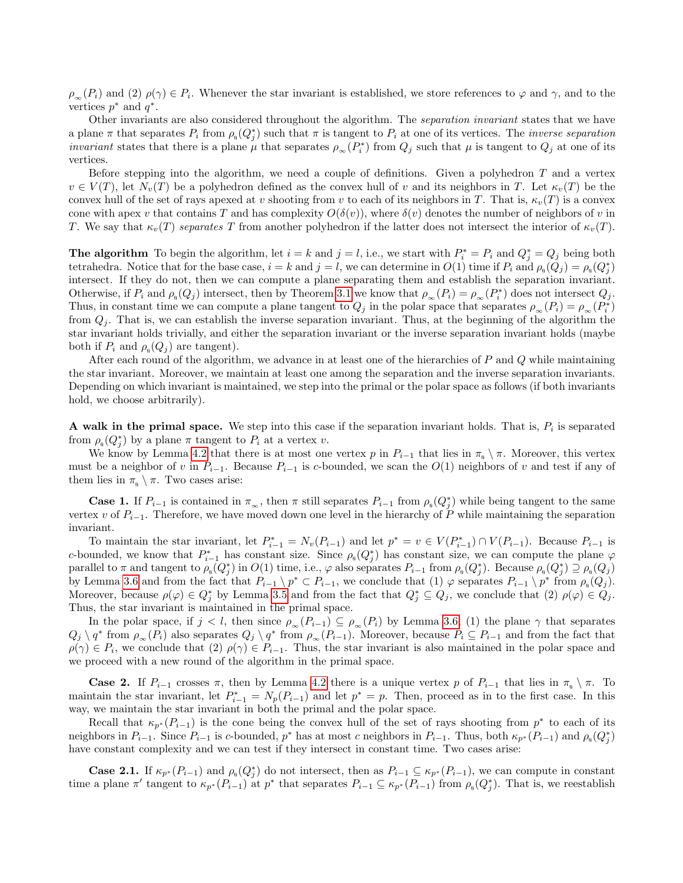$\rho_\infty(P_i)$ and (2) $\rho(\gamma) \in P_i$. Whenever the star invariant is established, we store references to $\varphi$ and $\gamma$, and to the vertices $p^*$ and $q^*$.

Other invariants are also considered throughout the algorithm. The *separation invariant* states that we have a plane $\pi$ that separates $P_i$ from $\rho_0(Q_j^*)$ such that $\pi$ is tangent to $P_i$ at one of its vertices. The *inverse separation invariant* states that there is a plane $\mu$ that separates $\rho_\infty(P_i^*)$ from $Q_j$ such that $\mu$ is tangent to $Q_j$ at one of its vertices.

Before stepping into the algorithm, we need a couple of definitions. Given a polyhedron $T$ and a vertex $v \in V(T)$, let $N_v(T)$ be a polyhedron defined as the convex hull of $v$ and its neighbors in $T$. Let $\kappa_v(T)$ be the convex hull of the set of rays apexed at $v$ shooting from $v$ to each of its neighbors in $T$. That is, $\kappa_v(T)$ is a convex cone with apex $v$ that contains $T$ and has complexity $O(\delta(v))$, where $\delta(v)$ denotes the number of neighbors of $v$ in $T$. We say that $\kappa_v(T)$ *separates* $T$ from another polyhedron if the latter does not intersect the interior of $\kappa_v(T)$.

**The algorithm** To begin the algorithm, let $i = k$ and $j = l$, i.e., we start with $P_i^* = P_i$ and $Q_j^* = Q_j$ being both tetrahedra. Notice that for the base case, $i = k$ and $j = l$, we can determine in $O(1)$ time if $P_i$ and $\rho_0(Q_j) = \rho_0(Q_j^*)$ intersect. If they do not, then we can compute a plane separating them and establish the separation invariant. Otherwise, if $P_i$ and $\rho_0(Q_j)$ intersect, then by Theorem 3.1 we know that $\rho_\infty(P_i) = \rho_\infty(P_i^*)$ does not intersect $Q_j$. Thus, in constant time we can compute a plane tangent to $Q_j$ in the polar space that separates $\rho_\infty(P_i) = \rho_\infty(P_i^*)$ from $Q_j$. That is, we can establish the inverse separation invariant. Thus, at the beginning of the algorithm the star invariant holds trivially, and either the separation invariant or the inverse separation invariant holds (maybe both if $P_i$ and $\rho_0(Q_j)$ are tangent).

After each round of the algorithm, we advance in at least one of the hierarchies of $P$ and $Q$ while maintaining the star invariant. Moreover, we maintain at least one among the separation and the inverse separation invariants. Depending on which invariant is maintained, we step into the primal or the polar space as follows (if both invariants hold, we choose arbitrarily).

**A walk in the primal space.** We step into this case if the separation invariant holds. That is, $P_i$ is separated from $\rho_0(Q_j^*)$ by a plane $\pi$ tangent to $P_i$ at a vertex $v$.

We know by Lemma 4.2 that there is at most one vertex $p$ in $P_{i-1}$ that lies in $\pi_0 \setminus \pi$. Moreover, this vertex must be a neighbor of $v$ in $P_{i-1}$. Because $P_{i-1}$ is $c$-bounded, we scan the $O(1)$ neighbors of $v$ and test if any of them lies in $\pi_0 \setminus \pi$. Two cases arise:

**Case 1.** If $P_{i-1}$ is contained in $\pi_\infty$, then $\pi$ still separates $P_{i-1}$ from $\rho_0(Q_j^*)$ while being tangent to the same vertex $v$ of $P_{i-1}$. Therefore, we have moved down one level in the hierarchy of $P$ while maintaining the separation invariant.

To maintain the star invariant, let $P_{i-1}^* = N_v(P_{i-1})$ and let $p^* = v \in V(P_{i-1}^*) \cap V(P_{i-1})$. Because $P_{i-1}$ is $c$-bounded, we know that $P_{i-1}^*$ has constant size. Since $\rho_0(Q_j^*)$ has constant size, we can compute the plane $\varphi$ parallel to $\pi$ and tangent to $\rho_0(Q_j^*)$ in $O(1)$ time, i.e., $\varphi$ also separates $P_{i-1}$ from $\rho_0(Q_j^*)$. Because $\rho_0(Q_j^*) \supseteq \rho_0(Q_j)$ by Lemma 3.6 and from the fact that $P_{i-1} \setminus p^* \subset P_{i-1}$, we conclude that (1) $\varphi$ separates $P_{i-1} \setminus p^*$ from $\rho_0(Q_j)$. Moreover, because $\rho(\varphi) \in Q_j^*$ by Lemma 3.5 and from the fact that $Q_j^* \subseteq Q_j$, we conclude that (2) $\rho(\varphi) \in Q_j$. Thus, the star invariant is maintained in the primal space.

In the polar space, if $j < l$, then since $\rho_\infty(P_{i-1}) \subseteq \rho_\infty(P_i)$ by Lemma 3.6, (1) the plane $\gamma$ that separates $Q_j \setminus q^*$ from $\rho_\infty(P_i)$ also separates $Q_j \setminus q^*$ from $\rho_\infty(P_{i-1})$. Moreover, because $P_i \subseteq P_{i-1}$ and from the fact that $\rho(\gamma) \in P_i$, we conclude that (2) $\rho(\gamma) \in P_{i-1}$. Thus, the star invariant is also maintained in the polar space and we proceed with a new round of the algorithm in the primal space.

**Case 2.** If $P_{i-1}$ crosses $\pi$, then by Lemma 4.2 there is a unique vertex $p$ of $P_{i-1}$ that lies in $\pi_0 \setminus \pi$. To maintain the star invariant, let $P_{i-1}^* = N_p(P_{i-1})$ and let $p^* = p$. Then, proceed as in to the first case. In this way, we maintain the star invariant in both the primal and the polar space.

Recall that $\kappa_{p^*}(P_{i-1})$ is the cone being the convex hull of the set of rays shooting from $p^*$ to each of its neighbors in $P_{i-1}$. Since $P_{i-1}$ is $c$-bounded, $p^*$ has at most $c$ neighbors in $P_{i-1}$. Thus, both $\kappa_{p^*}(P_{i-1})$ and $\rho_0(Q_j^*)$ have constant complexity and we can test if they intersect in constant time. Two cases arise:

**Case 2.1.** If $\kappa_{p^*}(P_{i-1})$ and $\rho_0(Q_j^*)$ do not intersect, then as $P_{i-1} \subseteq \kappa_{p^*}(P_{i-1})$, we can compute in constant time a plane $\pi'$ tangent to $\kappa_{p^*}(P_{i-1})$ at $p^*$ that separates $P_{i-1} \subseteq \kappa_{p^*}(P_{i-1})$ from $\rho_0(Q_j^*)$. That is, we reestablish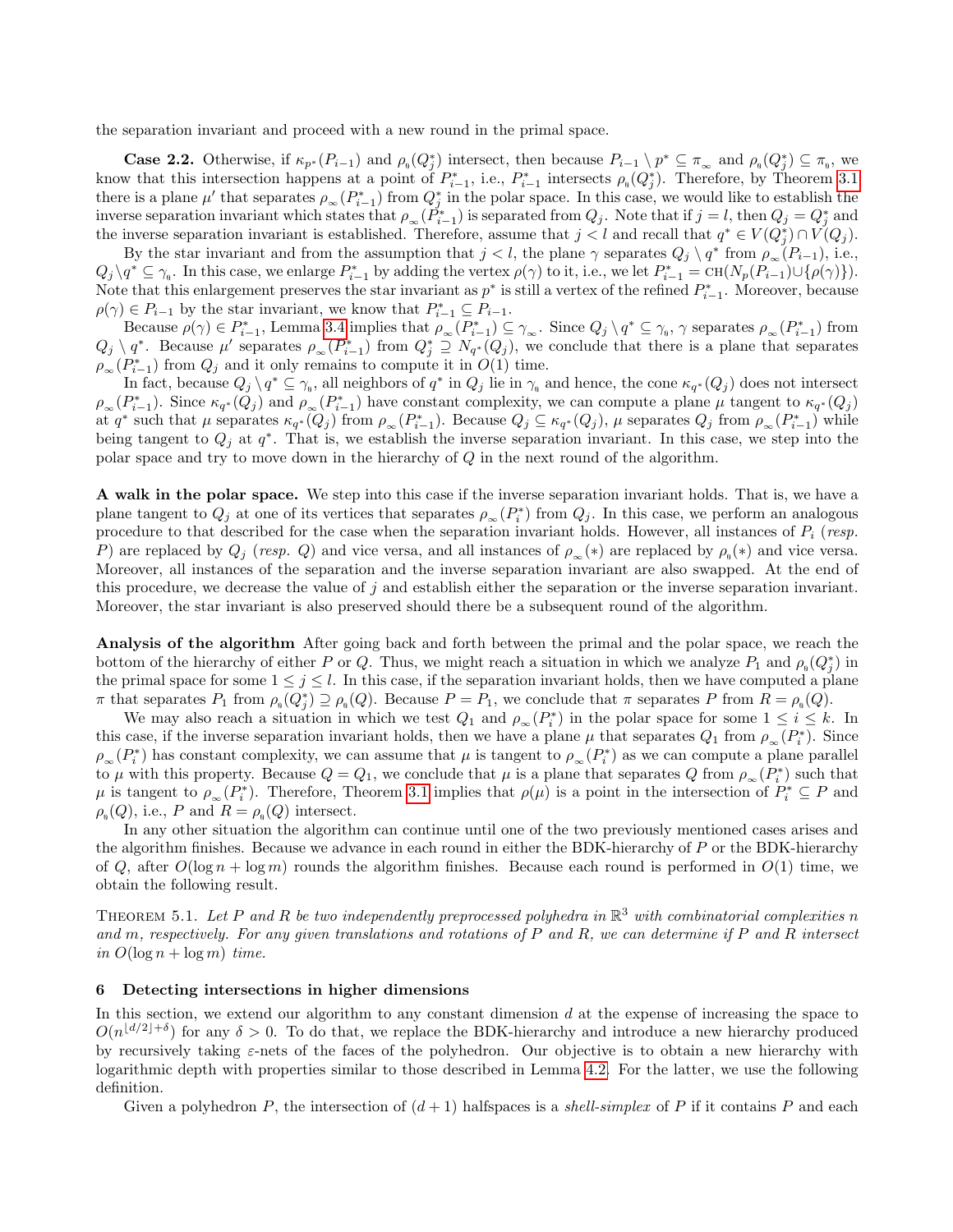the separation invariant and proceed with a new round in the primal space.

**Case 2.2.** Otherwise, if $\kappa_{p^*}(P_{i-1})$ and $\rho_{\emptyset}(Q_j^*)$ intersect, then because $P_{i-1} \setminus p^* \subseteq \pi_\infty$ and $\rho_{\emptyset}(Q_j^*) \subseteq \pi_{\emptyset}$, we know that this intersection happens at a point of $P_{i-1}^*$, i.e., $P_{i-1}^*$ intersects $\rho_{\emptyset}(Q_j^*)$. Therefore, by Theorem 3.1 there is a plane $\mu'$ that separates $\rho_\infty(P_{i-1}^*)$ from $Q_j^*$ in the polar space. In this case, we would like to establish the inverse separation invariant which states that $\rho_\infty(P_{i-1}^*)$ is separated from $Q_j$. Note that if $j = l$, then $Q_j = Q_j^*$ and the inverse separation invariant is established. Therefore, assume that $j < l$ and recall that $q^* \in V(Q_j^*) \cap V(Q_j)$.

By the star invariant and from the assumption that $j < l$, the plane $\gamma$ separates $Q_j \setminus q^*$ from $\rho_\infty(P_{i-1})$, i.e., $Q_j \setminus q^* \subseteq \gamma_{\emptyset}$. In this case, we enlarge $P_{i-1}^*$ by adding the vertex $\rho(\gamma)$ to it, i.e., we let $P_{i-1}^* = \text{CH}(N_p(P_{i-1}) \cup \{\rho(\gamma)\})$. Note that this enlargement preserves the star invariant as $p^*$ is still a vertex of the refined $P_{i-1}^*$. Moreover, because $\rho(\gamma) \in P_{i-1}$ by the star invariant, we know that $P_{i-1}^* \subseteq P_{i-1}$.

Because $\rho(\gamma) \in P_{i-1}^*$, Lemma 3.4 implies that $\rho_\infty(P_{i-1}^*) \subseteq \gamma_\infty$. Since $Q_j \setminus q^* \subseteq \gamma_{\emptyset}$, $\gamma$ separates $\rho_\infty(P_{i-1}^*)$ from $Q_j \setminus q^*$. Because $\mu'$ separates $\rho_\infty(P_{i-1}^*)$ from $Q_j^* \supseteq N_{q^*}(Q_j)$, we conclude that there is a plane that separates $\rho_\infty(P_{i-1}^*)$ from $Q_j$ and it only remains to compute it in $O(1)$ time.

In fact, because $Q_j \setminus q^* \subseteq \gamma_{\emptyset}$, all neighbors of $q^*$ in $Q_j$ lie in $\gamma_{\emptyset}$ and hence, the cone $\kappa_{q^*}(Q_j)$ does not intersect $\rho_\infty(P_{i-1}^*)$. Since $\kappa_{q^*}(Q_j)$ and $\rho_\infty(P_{i-1}^*)$ have constant complexity, we can compute a plane $\mu$ tangent to $\kappa_{q^*}(Q_j)$ at $q^*$ such that $\mu$ separates $\kappa_{q^*}(Q_j)$ from $\rho_\infty(P_{i-1}^*)$. Because $Q_j \subseteq \kappa_{q^*}(Q_j)$, $\mu$ separates $Q_j$ from $\rho_\infty(P_{i-1}^*)$ while being tangent to $Q_j$ at $q^*$. That is, we establish the inverse separation invariant. In this case, we step into the polar space and try to move down in the hierarchy of $Q$ in the next round of the algorithm.

**A walk in the polar space.** We step into this case if the inverse separation invariant holds. That is, we have a plane tangent to $Q_j$ at one of its vertices that separates $\rho_\infty(P_i^*)$ from $Q_j$. In this case, we perform an analogous procedure to that described for the case when the separation invariant holds. However, all instances of $P_i$ (*resp.* $P$) are replaced by $Q_j$ (*resp.* $Q$) and vice versa, and all instances of $\rho_\infty(*)$ are replaced by $\rho_{\emptyset}(*)$ and vice versa. Moreover, all instances of the separation and the inverse separation invariant are also swapped. At the end of this procedure, we decrease the value of $j$ and establish either the separation or the inverse separation invariant. Moreover, the star invariant is also preserved should there be a subsequent round of the algorithm.

**Analysis of the algorithm** After going back and forth between the primal and the polar space, we reach the bottom of the hierarchy of either $P$ or $Q$. Thus, we might reach a situation in which we analyze $P_1$ and $\rho_{\emptyset}(Q_j^*)$ in the primal space for some $1 \le j \le l$. In this case, if the separation invariant holds, then we have computed a plane $\pi$ that separates $P_1$ from $\rho_{\emptyset}(Q_j^*) \supseteq \rho_{\emptyset}(Q)$. Because $P = P_1$, we conclude that $\pi$ separates $P$ from $R = \rho_{\emptyset}(Q)$.

We may also reach a situation in which we test $Q_1$ and $\rho_\infty(P_i^*)$ in the polar space for some $1 \le i \le k$. In this case, if the inverse separation invariant holds, then we have a plane $\mu$ that separates $Q_1$ from $\rho_\infty(P_i^*)$. Since $\rho_\infty(P_i^*)$ has constant complexity, we can assume that $\mu$ is tangent to $\rho_\infty(P_i^*)$ as we can compute a plane parallel to $\mu$ with this property. Because $Q = Q_1$, we conclude that $\mu$ is a plane that separates $Q$ from $\rho_\infty(P_i^*)$ such that $\mu$ is tangent to $\rho_\infty(P_i^*)$. Therefore, Theorem 3.1 implies that $\rho(\mu)$ is a point in the intersection of $P_i^* \subseteq P$ and $\rho_{\emptyset}(Q)$, i.e., $P$ and $R = \rho_{\emptyset}(Q)$ intersect.

In any other situation the algorithm can continue until one of the two previously mentioned cases arises and the algorithm finishes. Because we advance in each round in either the BDK-hierarchy of $P$ or the BDK-hierarchy of $Q$, after $O(\log n + \log m)$ rounds the algorithm finishes. Because each round is performed in $O(1)$ time, we obtain the following result.

Theorem 5.1. *Let $P$ and $R$ be two independently preprocessed polyhedra in $\mathbb{R}^3$ with combinatorial complexities $n$ and $m$, respectively. For any given translations and rotations of $P$ and $R$, we can determine if $P$ and $R$ intersect in $O(\log n + \log m)$ time.*

## 6 Detecting intersections in higher dimensions

In this section, we extend our algorithm to any constant dimension $d$ at the expense of increasing the space to $O(n^{\lfloor d/2 \rfloor + \delta})$ for any $\delta > 0$. To do that, we replace the BDK-hierarchy and introduce a new hierarchy produced by recursively taking $\varepsilon$-nets of the faces of the polyhedron. Our objective is to obtain a new hierarchy with logarithmic depth with properties similar to those described in Lemma 4.2. For the latter, we use the following definition.

Given a polyhedron $P$, the intersection of $(d+1)$ halfspaces is a *shell-simplex* of $P$ if it contains $P$ and each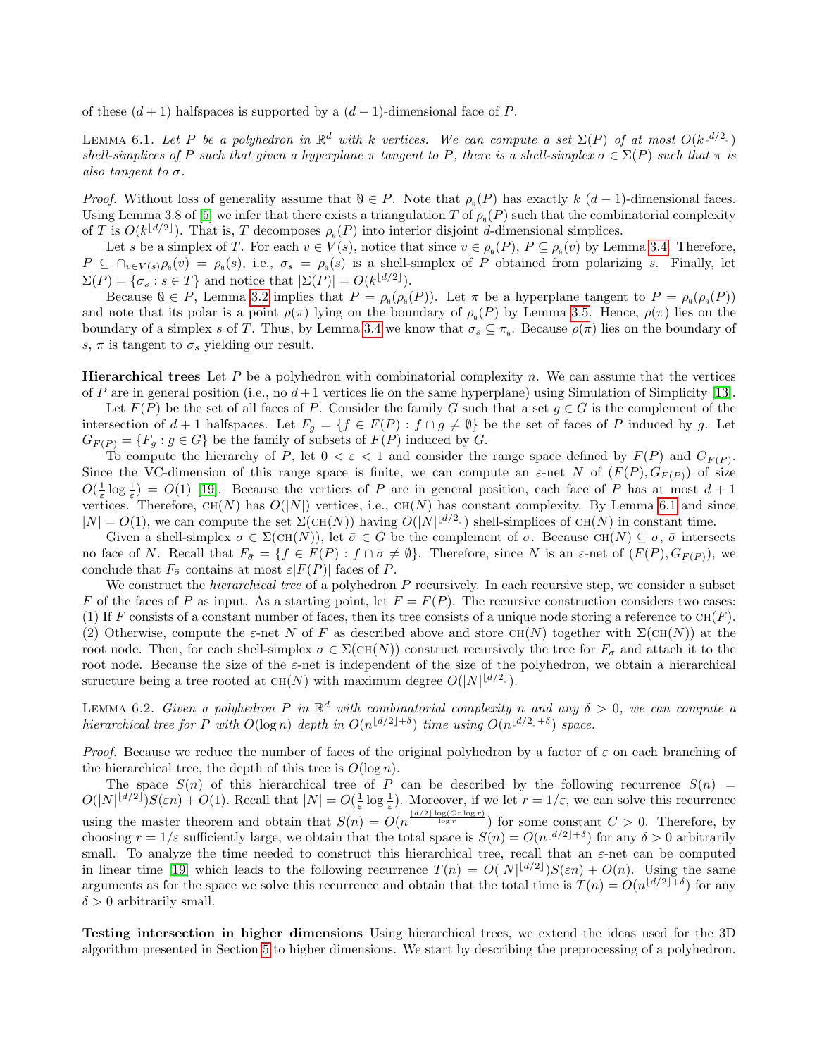of these $(d+1)$ halfspaces is supported by a $(d-1)$-dimensional face of $P$.

LEMMA 6.1. *Let $P$ be a polyhedron in $\mathbb{R}^d$ with $k$ vertices. We can compute a set $\Sigma(P)$ of at most $O(k^{\lfloor d/2 \rfloor})$ shell-simplices of $P$ such that given a hyperplane $\pi$ tangent to $P$, there is a shell-simplex $\sigma \in \Sigma(P)$ such that $\pi$ is also tangent to $\sigma$.*

*Proof.* Without loss of generality assume that $\emptyset \in P$. Note that $\rho_\emptyset(P)$ has exactly $k$ $(d-1)$-dimensional faces. Using Lemma 3.8 of [5] we infer that there exists a triangulation $T$ of $\rho_\emptyset(P)$ such that the combinatorial complexity of $T$ is $O(k^{\lfloor d/2 \rfloor})$. That is, $T$ decomposes $\rho_\emptyset(P)$ into interior disjoint $d$-dimensional simplices.

Let $s$ be a simplex of $T$. For each $v \in V(s)$, notice that since $v \in \rho_\emptyset(P)$, $P \subseteq \rho_\emptyset(v)$ by Lemma 3.4. Therefore, $P \subseteq \cap_{v \in V(s)} \rho_\emptyset(v) = \rho_\emptyset(s)$, i.e., $\sigma_s = \rho_\emptyset(s)$ is a shell-simplex of $P$ obtained from polarizing $s$. Finally, let $\Sigma(P) = \{\sigma_s : s \in T\}$ and notice that $|\Sigma(P)| = O(k^{\lfloor d/2 \rfloor})$.

Because $\emptyset \in P$, Lemma 3.2 implies that $P = \rho_\emptyset(\rho_\emptyset(P))$. Let $\pi$ be a hyperplane tangent to $P = \rho_\emptyset(\rho_\emptyset(P))$ and note that its polar is a point $\rho(\pi)$ lying on the boundary of $\rho_\emptyset(P)$ by Lemma 3.5. Hence, $\rho(\pi)$ lies on the boundary of a simplex $s$ of $T$. Thus, by Lemma 3.4 we know that $\sigma_s \subseteq \pi_\emptyset$. Because $\rho(\pi)$ lies on the boundary of $s$, $\pi$ is tangent to $\sigma_s$ yielding our result.

**Hierarchical trees** Let $P$ be a polyhedron with combinatorial complexity $n$. We can assume that the vertices of $P$ are in general position (i.e., no $d+1$ vertices lie on the same hyperplane) using Simulation of Simplicity [13].

Let $F(P)$ be the set of all faces of $P$. Consider the family $G$ such that a set $g \in G$ is the complement of the intersection of $d+1$ halfspaces. Let $F_g = \{f \in F(P) : f \cap g \neq \emptyset\}$ be the set of faces of $P$ induced by $g$. Let $G_{F(P)} = \{F_g : g \in G\}$ be the family of subsets of $F(P)$ induced by $G$.

To compute the hierarchy of $P$, let $0 < \varepsilon < 1$ and consider the range space defined by $F(P)$ and $G_{F(P)}$. Since the VC-dimension of this range space is finite, we can compute an $\varepsilon$-net $N$ of $(F(P), G_{F(P)})$ of size $O(\frac{1}{\varepsilon} \log \frac{1}{\varepsilon}) = O(1)$ [19]. Because the vertices of $P$ are in general position, each face of $P$ has at most $d+1$ vertices. Therefore, $\text{CH}(N)$ has $O(|N|)$ vertices, i.e., $\text{CH}(N)$ has constant complexity. By Lemma 6.1 and since $|N| = O(1)$, we can compute the set $\Sigma(\text{CH}(N))$ having $O(|N|^{\lfloor d/2 \rfloor})$ shell-simplices of $\text{CH}(N)$ in constant time.

Given a shell-simplex $\sigma \in \Sigma(\text{CH}(N))$, let $\bar{\sigma} \in G$ be the complement of $\sigma$. Because $\text{CH}(N) \subseteq \sigma$, $\bar{\sigma}$ intersects no face of $N$. Recall that $F_{\bar{\sigma}} = \{f \in F(P) : f \cap \bar{\sigma} \neq \emptyset\}$. Therefore, since $N$ is an $\varepsilon$-net of $(F(P), G_{F(P)})$, we conclude that $F_{\bar{\sigma}}$ contains at most $\varepsilon|F(P)|$ faces of $P$.

We construct the *hierarchical tree* of a polyhedron $P$ recursively. In each recursive step, we consider a subset $F$ of the faces of $P$ as input. As a starting point, let $F = F(P)$. The recursive construction considers two cases: (1) If $F$ consists of a constant number of faces, then its tree consists of a unique node storing a reference to $\text{CH}(F)$. (2) Otherwise, compute the $\varepsilon$-net $N$ of $F$ as described above and store $\text{CH}(N)$ together with $\Sigma(\text{CH}(N))$ at the root node. Then, for each shell-simplex $\sigma \in \Sigma(\text{CH}(N))$ construct recursively the tree for $F_{\bar{\sigma}}$ and attach it to the root node. Because the size of the $\varepsilon$-net is independent of the size of the polyhedron, we obtain a hierarchical structure being a tree rooted at $\text{CH}(N)$ with maximum degree $O(|N|^{\lfloor d/2 \rfloor})$.

LEMMA 6.2. *Given a polyhedron $P$ in $\mathbb{R}^d$ with combinatorial complexity $n$ and any $\delta > 0$, we can compute a hierarchical tree for $P$ with $O(\log n)$ depth in $O(n^{\lfloor d/2 \rfloor + \delta})$ time using $O(n^{\lfloor d/2 \rfloor + \delta})$ space.*

*Proof.* Because we reduce the number of faces of the original polyhedron by a factor of $\varepsilon$ on each branching of the hierarchical tree, the depth of this tree is $O(\log n)$.

The space $S(n)$ of this hierarchical tree of $P$ can be described by the following recurrence $S(n) = O(|N|^{\lfloor d/2 \rfloor})S(\varepsilon n) + O(1)$. Recall that $|N| = O(\frac{1}{\varepsilon} \log \frac{1}{\varepsilon})$. Moreover, if we let $r = 1/\varepsilon$, we can solve this recurrence using the master theorem and obtain that $S(n) = O(n^{\frac{\lfloor d/2 \rfloor \log(Cr \log r)}{\log r}})$ for some constant $C > 0$. Therefore, by choosing $r = 1/\varepsilon$ sufficiently large, we obtain that the total space is $S(n) = O(n^{\lfloor d/2 \rfloor + \delta})$ for any $\delta > 0$ arbitrarily small. To analyze the time needed to construct this hierarchical tree, recall that an $\varepsilon$-net can be computed in linear time [19] which leads to the following recurrence $T(n) = O(|N|^{\lfloor d/2 \rfloor})S(\varepsilon n) + O(n)$. Using the same arguments as for the space we solve this recurrence and obtain that the total time is $T(n) = O(n^{\lfloor d/2 \rfloor + \delta})$ for any $\delta > 0$ arbitrarily small.

**Testing intersection in higher dimensions** Using hierarchical trees, we extend the ideas used for the 3D algorithm presented in Section 5 to higher dimensions. We start by describing the preprocessing of a polyhedron.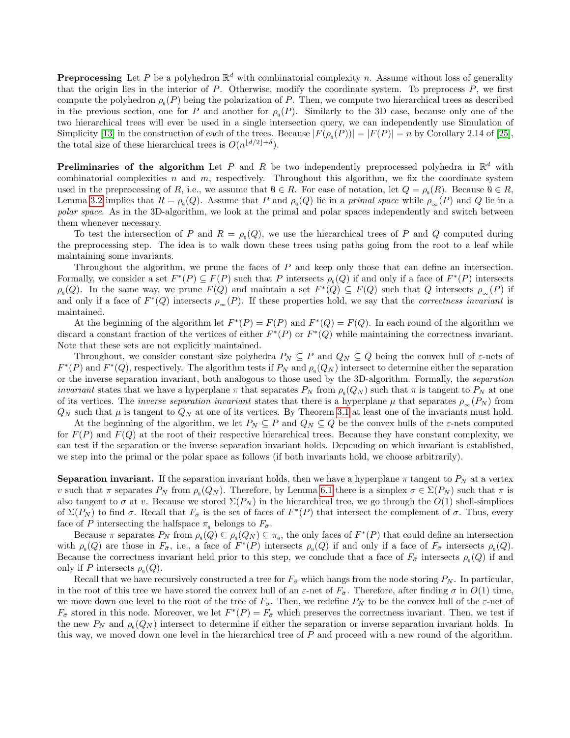**Preprocessing** Let $P$ be a polyhedron $\mathbb{R}^d$ with combinatorial complexity $n$. Assume without loss of generality that the origin lies in the interior of $P$. Otherwise, modify the coordinate system. To preprocess $P$, we first compute the polyhedron $\rho_{\emptyset}(P)$ being the polarization of $P$. Then, we compute two hierarchical trees as described in the previous section, one for $P$ and another for $\rho_{\emptyset}(P)$. Similarly to the 3D case, because only one of the two hierarchical trees will ever be used in a single intersection query, we can independently use Simulation of Simplicity [13] in the construction of each of the trees. Because $|F(\rho_{\emptyset}(P))| = |F(P)| = n$ by Corollary 2.14 of [25], the total size of these hierarchical trees is $O(n^{\lfloor d/2 \rfloor + \delta})$.

**Preliminaries of the algorithm** Let $P$ and $R$ be two independently preprocessed polyhedra in $\mathbb{R}^d$ with combinatorial complexities $n$ and $m$, respectively. Throughout this algorithm, we fix the coordinate system used in the preprocessing of $R$, i.e., we assume that $\emptyset \in R$. For ease of notation, let $Q = \rho_{\emptyset}(R)$. Because $\emptyset \in R$, Lemma 3.2 implies that $R = \rho_{\emptyset}(Q)$. Assume that $P$ and $\rho_{\emptyset}(Q)$ lie in a *primal space* while $\rho_{\infty}(P)$ and $Q$ lie in a *polar space*. As in the 3D-algorithm, we look at the primal and polar spaces independently and switch between them whenever necessary.

To test the intersection of $P$ and $R = \rho_{\emptyset}(Q)$, we use the hierarchical trees of $P$ and $Q$ computed during the preprocessing step. The idea is to walk down these trees using paths going from the root to a leaf while maintaining some invariants.

Throughout the algorithm, we prune the faces of $P$ and keep only those that can define an intersection. Formally, we consider a set $F^*(P) \subseteq F(P)$ such that $P$ intersects $\rho_{\emptyset}(Q)$ if and only if a face of $F^*(P)$ intersects $\rho_{\emptyset}(Q)$. In the same way, we prune $F(Q)$ and maintain a set $F^*(Q) \subseteq F(Q)$ such that $Q$ intersects $\rho_{\infty}(P)$ if and only if a face of $F^*(Q)$ intersects $\rho_{\infty}(P)$. If these properties hold, we say that the *correctness invariant* is maintained.

At the beginning of the algorithm let $F^*(P) = F(P)$ and $F^*(Q) = F(Q)$. In each round of the algorithm we discard a constant fraction of the vertices of either $F^*(P)$ or $F^*(Q)$ while maintaining the correctness invariant. Note that these sets are not explicitly maintained.

Throughout, we consider constant size polyhedra $P_N \subseteq P$ and $Q_N \subseteq Q$ being the convex hull of $\varepsilon$-nets of $F^*(P)$ and $F^*(Q)$, respectively. The algorithm tests if $P_N$ and $\rho_{\emptyset}(Q_N)$ intersect to determine either the separation or the inverse separation invariant, both analogous to those used by the 3D-algorithm. Formally, the *separation invariant* states that we have a hyperplane $\pi$ that separates $P_N$ from $\rho_{\emptyset}(Q_N)$ such that $\pi$ is tangent to $P_N$ at one of its vertices. The *inverse separation invariant* states that there is a hyperplane $\mu$ that separates $\rho_{\infty}(P_N)$ from $Q_N$ such that $\mu$ is tangent to $Q_N$ at one of its vertices. By Theorem 3.1 at least one of the invariants must hold.

At the beginning of the algorithm, we let $P_N \subseteq P$ and $Q_N \subseteq Q$ be the convex hulls of the $\varepsilon$-nets computed for $F(P)$ and $F(Q)$ at the root of their respective hierarchical trees. Because they have constant complexity, we can test if the separation or the inverse separation invariant holds. Depending on which invariant is established, we step into the primal or the polar space as follows (if both invariants hold, we choose arbitrarily).

**Separation invariant.** If the separation invariant holds, then we have a hyperplane $\pi$ tangent to $P_N$ at a vertex $v$ such that $\pi$ separates $P_N$ from $\rho_{\emptyset}(Q_N)$. Therefore, by Lemma 6.1 there is a simplex $\sigma \in \Sigma(P_N)$ such that $\pi$ is also tangent to $\sigma$ at $v$. Because we stored $\Sigma(P_N)$ in the hierarchical tree, we go through the $O(1)$ shell-simplices of $\Sigma(P_N)$ to find $\sigma$. Recall that $F_{\bar{\sigma}}$ is the set of faces of $F^*(P)$ that intersect the complement of $\sigma$. Thus, every face of $P$ intersecting the halfspace $\pi_{\emptyset}$ belongs to $F_{\bar{\sigma}}$.

Because $\pi$ separates $P_N$ from $\rho_{\emptyset}(Q) \subseteq \rho_{\emptyset}(Q_N) \subseteq \pi_{\emptyset}$, the only faces of $F^*(P)$ that could define an intersection with $\rho_{\emptyset}(Q)$ are those in $F_{\bar{\sigma}}$, i.e., a face of $F^*(P)$ intersects $\rho_{\emptyset}(Q)$ if and only if a face of $F_{\bar{\sigma}}$ intersects $\rho_{\emptyset}(Q)$. Because the correctness invariant held prior to this step, we conclude that a face of $F_{\bar{\sigma}}$ intersects $\rho_{\emptyset}(Q)$ if and only if $P$ intersects $\rho_{\emptyset}(Q)$.

Recall that we have recursively constructed a tree for $F_{\bar{\sigma}}$ which hangs from the node storing $P_N$. In particular, in the root of this tree we have stored the convex hull of an $\varepsilon$-net of $F_{\bar{\sigma}}$. Therefore, after finding $\sigma$ in $O(1)$ time, we move down one level to the root of the tree of $F_{\bar{\sigma}}$. Then, we redefine $P_N$ to be the convex hull of the $\varepsilon$-net of $F_{\bar{\sigma}}$ stored in this node. Moreover, we let $F^*(P) = F_{\bar{\sigma}}$ which preserves the correctness invariant. Then, we test if the new $P_N$ and $\rho_{\emptyset}(Q_N)$ intersect to determine if either the separation or inverse separation invariant holds. In this way, we moved down one level in the hierarchical tree of $P$ and proceed with a new round of the algorithm.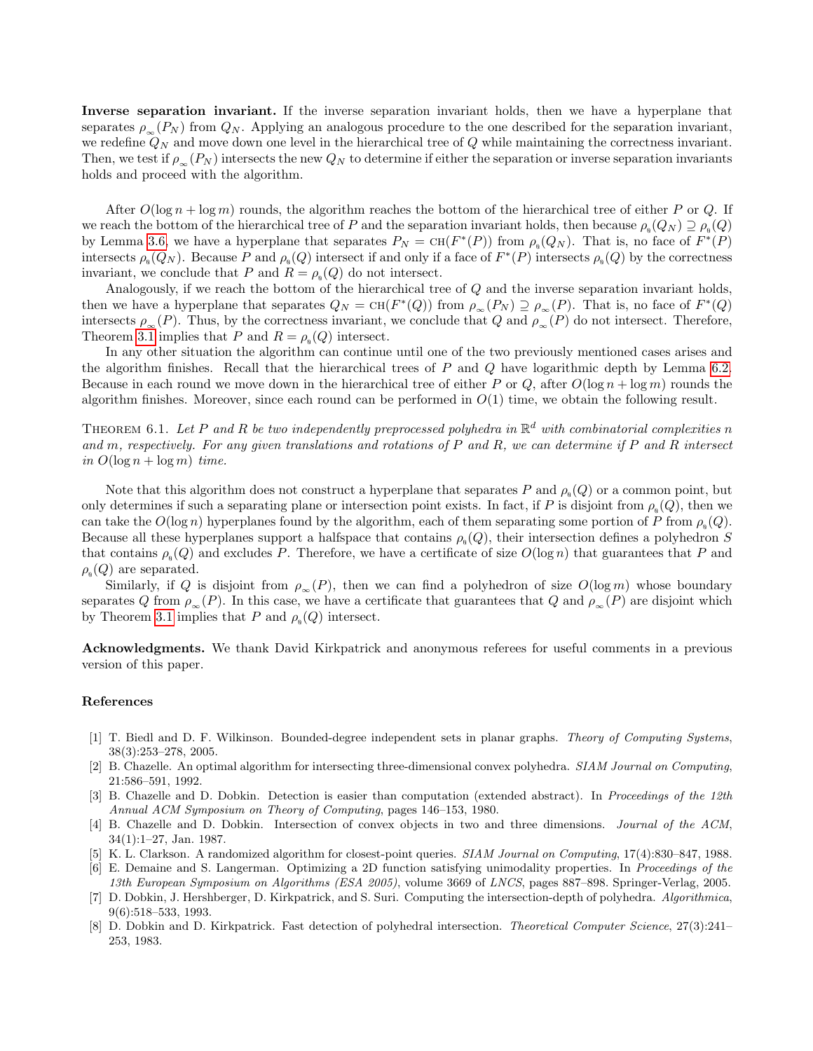**Inverse separation invariant.** If the inverse separation invariant holds, then we have a hyperplane that separates $\rho_\infty(P_N)$ from $Q_N$. Applying an analogous procedure to the one described for the separation invariant, we redefine $Q_N$ and move down one level in the hierarchical tree of $Q$ while maintaining the correctness invariant. Then, we test if $\rho_\infty(P_N)$ intersects the new $Q_N$ to determine if either the separation or inverse separation invariants holds and proceed with the algorithm.

After $O(\log n + \log m)$ rounds, the algorithm reaches the bottom of the hierarchical tree of either $P$ or $Q$. If we reach the bottom of the hierarchical tree of $P$ and the separation invariant holds, then because $\rho_\emptyset(Q_N) \supseteq \rho_\emptyset(Q)$ by Lemma 3.6, we have a hyperplane that separates $P_N = \text{CH}(F^*(P))$ from $\rho_\emptyset(Q_N)$. That is, no face of $F^*(P)$ intersects $\rho_\emptyset(Q_N)$. Because $P$ and $\rho_\emptyset(Q)$ intersect if and only if a face of $F^*(P)$ intersects $\rho_\emptyset(Q)$ by the correctness invariant, we conclude that $P$ and $R = \rho_\emptyset(Q)$ do not intersect.

Analogously, if we reach the bottom of the hierarchical tree of $Q$ and the inverse separation invariant holds, then we have a hyperplane that separates $Q_N = \text{CH}(F^*(Q))$ from $\rho_\infty(P_N) \supseteq \rho_\infty(P)$. That is, no face of $F^*(Q)$ intersects $\rho_\infty(P)$. Thus, by the correctness invariant, we conclude that $Q$ and $\rho_\infty(P)$ do not intersect. Therefore, Theorem 3.1 implies that $P$ and $R = \rho_\emptyset(Q)$ intersect.

In any other situation the algorithm can continue until one of the two previously mentioned cases arises and the algorithm finishes. Recall that the hierarchical trees of $P$ and $Q$ have logarithmic depth by Lemma 6.2. Because in each round we move down in the hierarchical tree of either $P$ or $Q$, after $O(\log n + \log m)$ rounds the algorithm finishes. Moreover, since each round can be performed in $O(1)$ time, we obtain the following result.

THEOREM 6.1. *Let $P$ and $R$ be two independently preprocessed polyhedra in $\mathbb{R}^d$ with combinatorial complexities $n$ and $m$, respectively. For any given translations and rotations of $P$ and $R$, we can determine if $P$ and $R$ intersect in $O(\log n + \log m)$ time.*

Note that this algorithm does not construct a hyperplane that separates $P$ and $\rho_\emptyset(Q)$ or a common point, but only determines if such a separating plane or intersection point exists. In fact, if $P$ is disjoint from $\rho_\emptyset(Q)$, then we can take the $O(\log n)$ hyperplanes found by the algorithm, each of them separating some portion of $P$ from $\rho_\emptyset(Q)$. Because all these hyperplanes support a halfspace that contains $\rho_\emptyset(Q)$, their intersection defines a polyhedron $S$ that contains $\rho_\emptyset(Q)$ and excludes $P$. Therefore, we have a certificate of size $O(\log n)$ that guarantees that $P$ and $\rho_\emptyset(Q)$ are separated.

Similarly, if $Q$ is disjoint from $\rho_\infty(P)$, then we can find a polyhedron of size $O(\log m)$ whose boundary separates $Q$ from $\rho_\infty(P)$. In this case, we have a certificate that guarantees that $Q$ and $\rho_\infty(P)$ are disjoint which by Theorem 3.1 implies that $P$ and $\rho_\emptyset(Q)$ intersect.

**Acknowledgments.** We thank David Kirkpatrick and anonymous referees for useful comments in a previous version of this paper.

## References

[1] T. Biedl and D. F. Wilkinson. Bounded-degree independent sets in planar graphs. *Theory of Computing Systems*, 38(3):253–278, 2005.

[2] B. Chazelle. An optimal algorithm for intersecting three-dimensional convex polyhedra. *SIAM Journal on Computing*, 21:586–591, 1992.

[3] B. Chazelle and D. Dobkin. Detection is easier than computation (extended abstract). In *Proceedings of the 12th Annual ACM Symposium on Theory of Computing*, pages 146–153, 1980.

[4] B. Chazelle and D. Dobkin. Intersection of convex objects in two and three dimensions. *Journal of the ACM*, 34(1):1–27, Jan. 1987.

[5] K. L. Clarkson. A randomized algorithm for closest-point queries. *SIAM Journal on Computing*, 17(4):830–847, 1988.

[6] E. Demaine and S. Langerman. Optimizing a 2D function satisfying unimodality properties. In *Proceedings of the 13th European Symposium on Algorithms (ESA 2005)*, volume 3669 of *LNCS*, pages 887–898. Springer-Verlag, 2005.

[7] D. Dobkin, J. Hershberger, D. Kirkpatrick, and S. Suri. Computing the intersection-depth of polyhedra. *Algorithmica*, 9(6):518–533, 1993.

[8] D. Dobkin and D. Kirkpatrick. Fast detection of polyhedral intersection. *Theoretical Computer Science*, 27(3):241–253, 1983.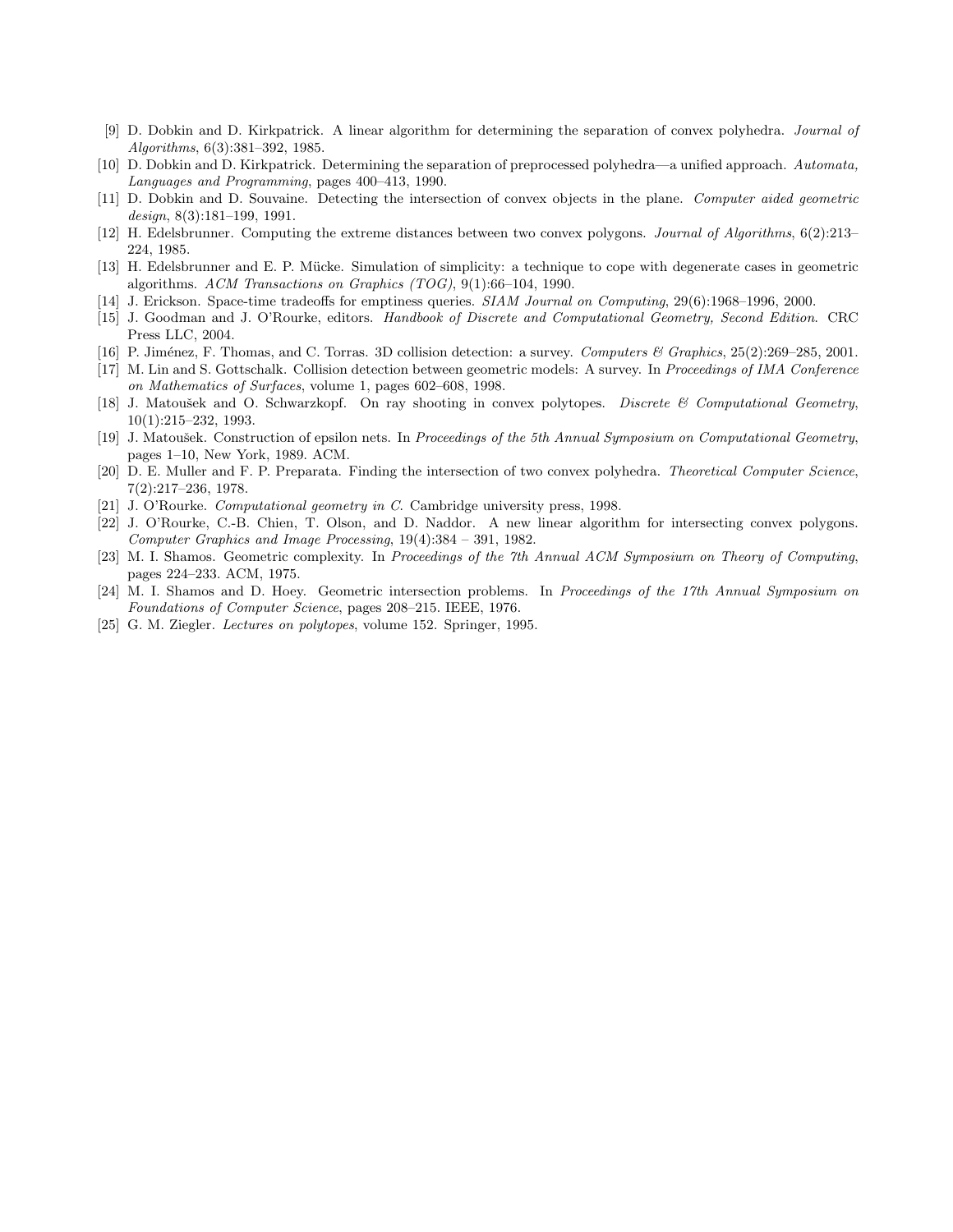[9] D. Dobkin and D. Kirkpatrick. A linear algorithm for determining the separation of convex polyhedra. *Journal of Algorithms*, 6(3):381–392, 1985.

[10] D. Dobkin and D. Kirkpatrick. Determining the separation of preprocessed polyhedra—a unified approach. *Automata, Languages and Programming*, pages 400–413, 1990.

[11] D. Dobkin and D. Souvaine. Detecting the intersection of convex objects in the plane. *Computer aided geometric design*, 8(3):181–199, 1991.

[12] H. Edelsbrunner. Computing the extreme distances between two convex polygons. *Journal of Algorithms*, 6(2):213–224, 1985.

[13] H. Edelsbrunner and E. P. Mücke. Simulation of simplicity: a technique to cope with degenerate cases in geometric algorithms. *ACM Transactions on Graphics (TOG)*, 9(1):66–104, 1990.

[14] J. Erickson. Space-time tradeoffs for emptiness queries. *SIAM Journal on Computing*, 29(6):1968–1996, 2000.

[15] J. Goodman and J. O'Rourke, editors. *Handbook of Discrete and Computational Geometry, Second Edition*. CRC Press LLC, 2004.

[16] P. Jiménez, F. Thomas, and C. Torras. 3D collision detection: a survey. *Computers & Graphics*, 25(2):269–285, 2001.

[17] M. Lin and S. Gottschalk. Collision detection between geometric models: A survey. In *Proceedings of IMA Conference on Mathematics of Surfaces*, volume 1, pages 602–608, 1998.

[18] J. Matoušek and O. Schwarzkopf. On ray shooting in convex polytopes. *Discrete & Computational Geometry*, 10(1):215–232, 1993.

[19] J. Matoušek. Construction of epsilon nets. In *Proceedings of the 5th Annual Symposium on Computational Geometry*, pages 1–10, New York, 1989. ACM.

[20] D. E. Muller and F. P. Preparata. Finding the intersection of two convex polyhedra. *Theoretical Computer Science*, 7(2):217–236, 1978.

[21] J. O'Rourke. *Computational geometry in C*. Cambridge university press, 1998.

[22] J. O'Rourke, C.-B. Chien, T. Olson, and D. Naddor. A new linear algorithm for intersecting convex polygons. *Computer Graphics and Image Processing*, 19(4):384 – 391, 1982.

[23] M. I. Shamos. Geometric complexity. In *Proceedings of the 7th Annual ACM Symposium on Theory of Computing*, pages 224–233. ACM, 1975.

[24] M. I. Shamos and D. Hoey. Geometric intersection problems. In *Proceedings of the 17th Annual Symposium on Foundations of Computer Science*, pages 208–215. IEEE, 1976.

[25] G. M. Ziegler. *Lectures on polytopes*, volume 152. Springer, 1995.